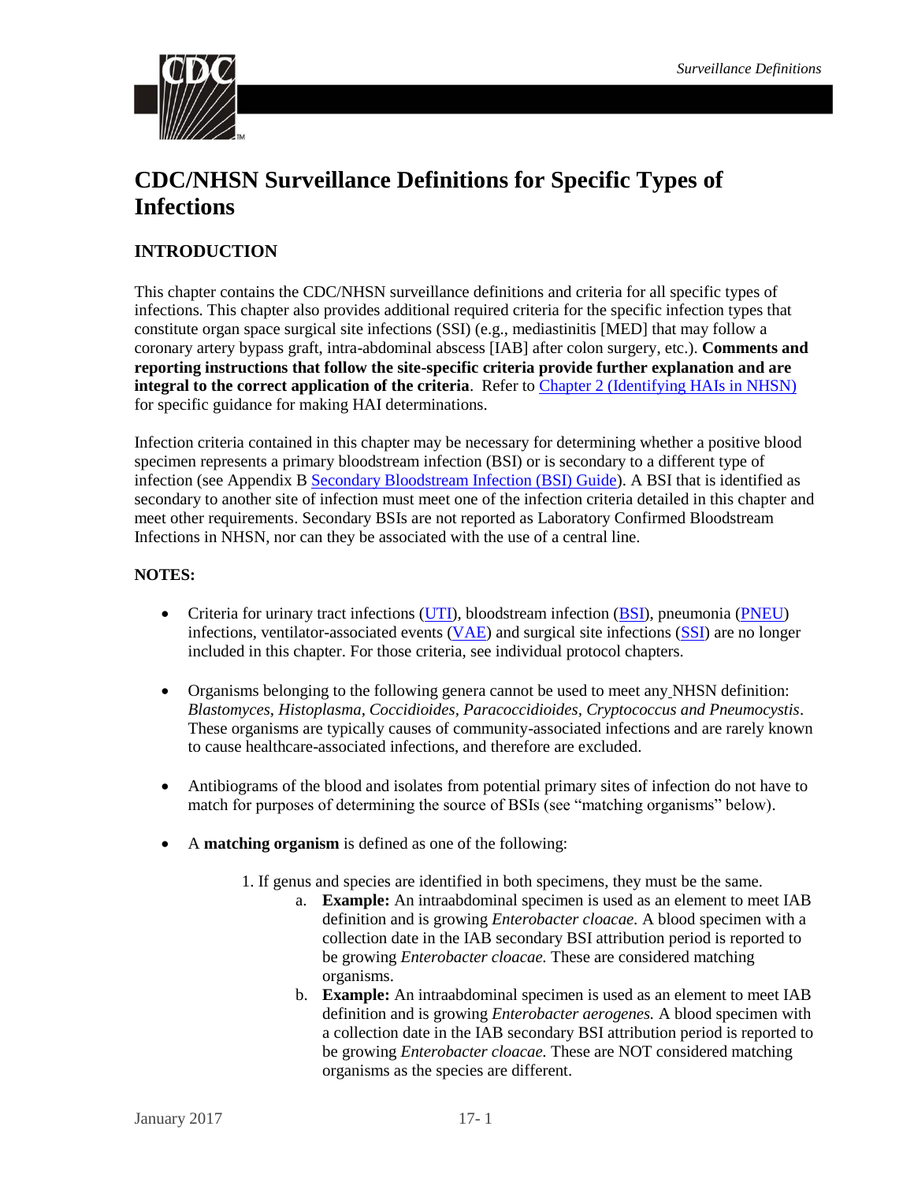# CDC/NHSN Surveillance Definitions for Specific Types of Infections

## INTRODUCTION

This chapter contains the CDC/NHSN surveillance definitions and criteria for all specific types of infections. This chapter also provides additional required criteria for the specific infection types that constitute organ space surgical site infections (SSI) (e.g., mediastinitis [MED] that may follow a coronary artery bypass graft, intra-abdominal abscess [IAB] after colon surgery, etc.). **Comments and reporting instructions that follow the site-specific criteria provide further explanation and are integral to the correct application of the criteria**. Refer to Chapter 2 (Identifying HAIs in NHSN) for specific guidance for making HAI determinations.

Infection criteria contained in this chapter may be necessary for determining whether a positive blood specimen represents a primary bloodstream infection (BSI) or is secondary to a different type of infection (see Appendix B Secondary Bloodstream Infection (BSI) Guide). A BSI that is identified as secondary to another site of infection must meet one of the infection criteria detailed in this chapter and meet other requirements. Secondary BSIs are not reported as Laboratory Confirmed Bloodstream Infections in NHSN, nor can they be associated with the use of a central line.

**NOTES:**

- Criteria for urinary tract infections (UTI), bloodstream infection (BSI), pneumonia (PNEU) infections, ventilator-associated events (VAE) and surgical site infections (SSI) are no longer included in this chapter. For those criteria, see individual protocol chapters.
- Organisms belonging to the following genera cannot be used to meet any NHSN definition: *Blastomyces, Histoplasma, Coccidioides*, *Paracoccidioides*, *Cryptococcus and Pneumocystis*. These organisms are typically causes of community-associated infections and are rarely known to cause healthcare-associated infections, and therefore are excluded.
- Antibiograms of the blood and isolates from potential primary sites of infection do not have to match for purposes of determining the source of BSIs (see "matching organisms" below).
- A **matching organism** is defined as one of the following:

  1. If genus and species are identified in both specimens, they must be the same.
     a. **Example:** An intraabdominal specimen is used as an element to meet IAB definition and is growing *Enterobacter cloacae.* A blood specimen with a collection date in the IAB secondary BSI attribution period is reported to be growing *Enterobacter cloacae.* These are considered matching organisms.
     b. **Example:** An intraabdominal specimen is used as an element to meet IAB definition and is growing *Enterobacter aerogenes.* A blood specimen with a collection date in the IAB secondary BSI attribution period is reported to be growing *Enterobacter cloacae.* These are NOT considered matching organisms as the species are different.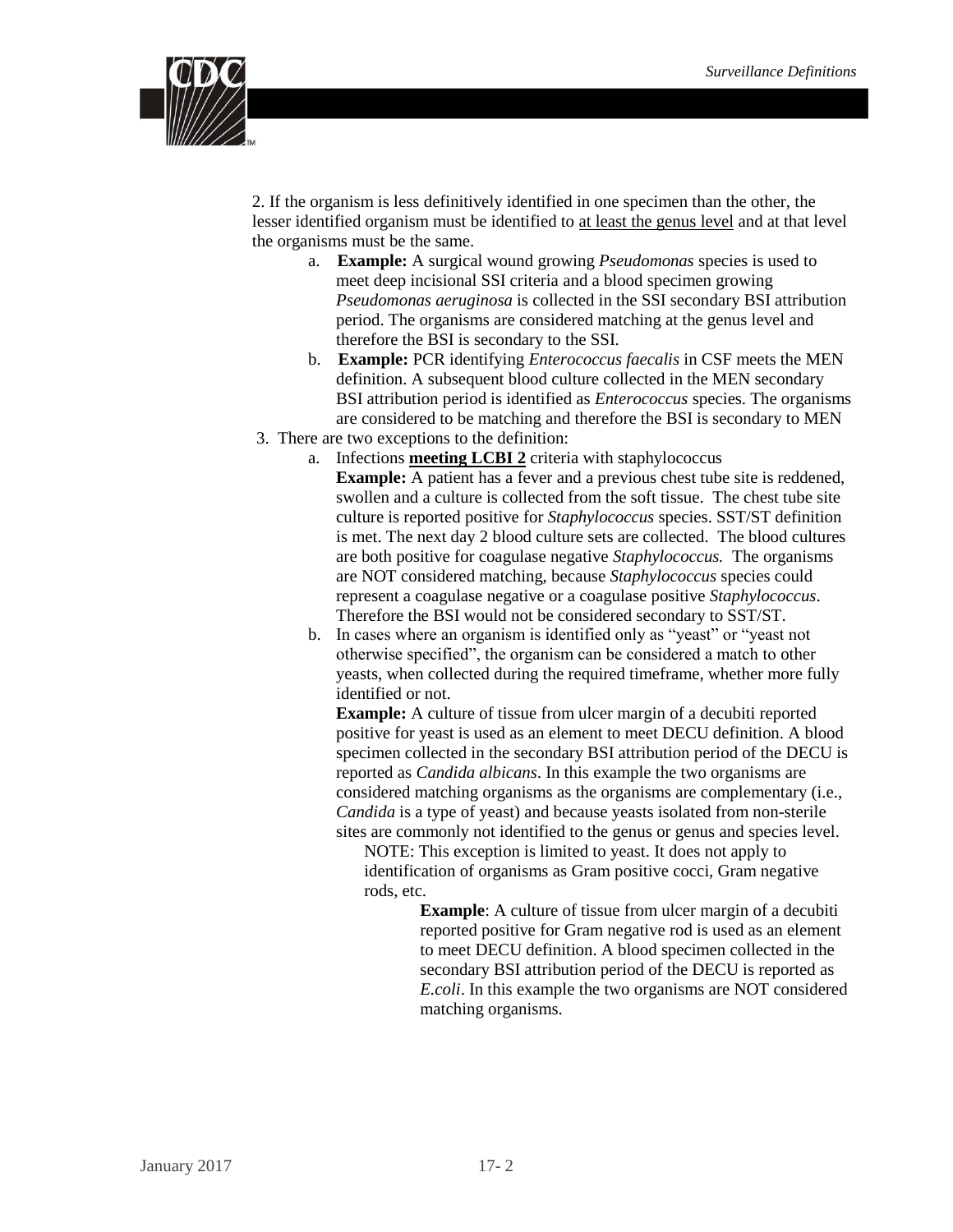2. If the organism is less definitively identified in one specimen than the other, the lesser identified organism must be identified to <u>at least the genus level</u> and at that level the organisms must be the same.

   a. **Example:** A surgical wound growing *Pseudomonas* species is used to meet deep incisional SSI criteria and a blood specimen growing *Pseudomonas aeruginosa* is collected in the SSI secondary BSI attribution period. The organisms are considered matching at the genus level and therefore the BSI is secondary to the SSI.

   b. **Example:** PCR identifying *Enterococcus faecalis* in CSF meets the MEN definition. A subsequent blood culture collected in the MEN secondary BSI attribution period is identified as *Enterococcus* species. The organisms are considered to be matching and therefore the BSI is secondary to MEN

3. There are two exceptions to the definition:

   a. Infections **<u>meeting LCBI 2</u>** criteria with staphylococcus
      **Example:** A patient has a fever and a previous chest tube site is reddened, swollen and a culture is collected from the soft tissue. The chest tube site culture is reported positive for *Staphylococcus* species. SST/ST definition is met. The next day 2 blood culture sets are collected. The blood cultures are both positive for coagulase negative *Staphylococcus.* The organisms are NOT considered matching, because *Staphylococcus* species could represent a coagulase negative or a coagulase positive *Staphylococcus*. Therefore the BSI would not be considered secondary to SST/ST.

   b. In cases where an organism is identified only as "yeast" or "yeast not otherwise specified", the organism can be considered a match to other yeasts, when collected during the required timeframe, whether more fully identified or not.
      **Example:** A culture of tissue from ulcer margin of a decubiti reported positive for yeast is used as an element to meet DECU definition. A blood specimen collected in the secondary BSI attribution period of the DECU is reported as *Candida albicans*. In this example the two organisms are considered matching organisms as the organisms are complementary (i.e., *Candida* is a type of yeast) and because yeasts isolated from non-sterile sites are commonly not identified to the genus or genus and species level.

      NOTE: This exception is limited to yeast. It does not apply to identification of organisms as Gram positive cocci, Gram negative rods, etc.

      **Example**: A culture of tissue from ulcer margin of a decubiti reported positive for Gram negative rod is used as an element to meet DECU definition. A blood specimen collected in the secondary BSI attribution period of the DECU is reported as *E.coli*. In this example the two organisms are NOT considered matching organisms.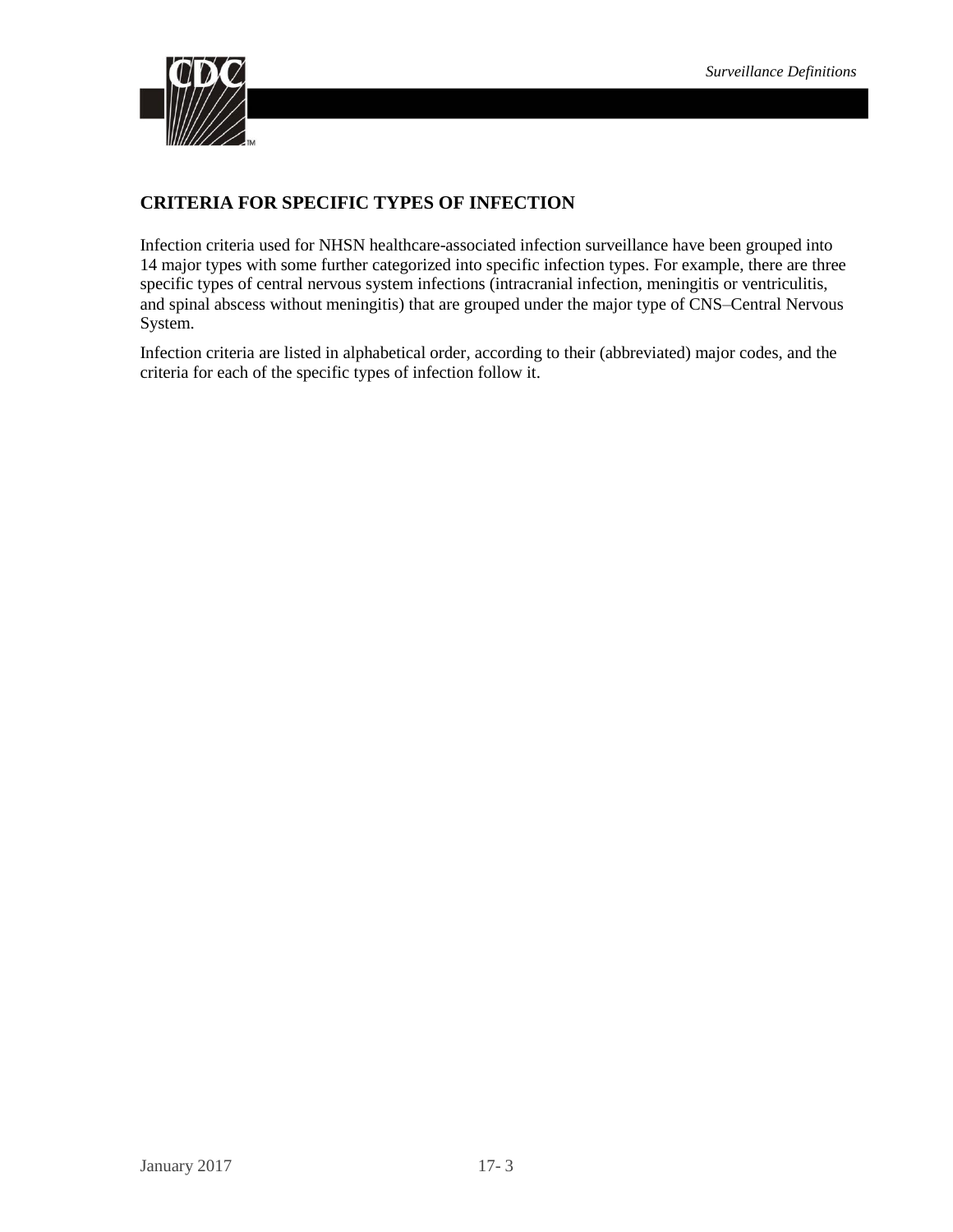## CRITERIA FOR SPECIFIC TYPES OF INFECTION

Infection criteria used for NHSN healthcare-associated infection surveillance have been grouped into 14 major types with some further categorized into specific infection types. For example, there are three specific types of central nervous system infections (intracranial infection, meningitis or ventriculitis, and spinal abscess without meningitis) that are grouped under the major type of CNS–Central Nervous System.

Infection criteria are listed in alphabetical order, according to their (abbreviated) major codes, and the criteria for each of the specific types of infection follow it.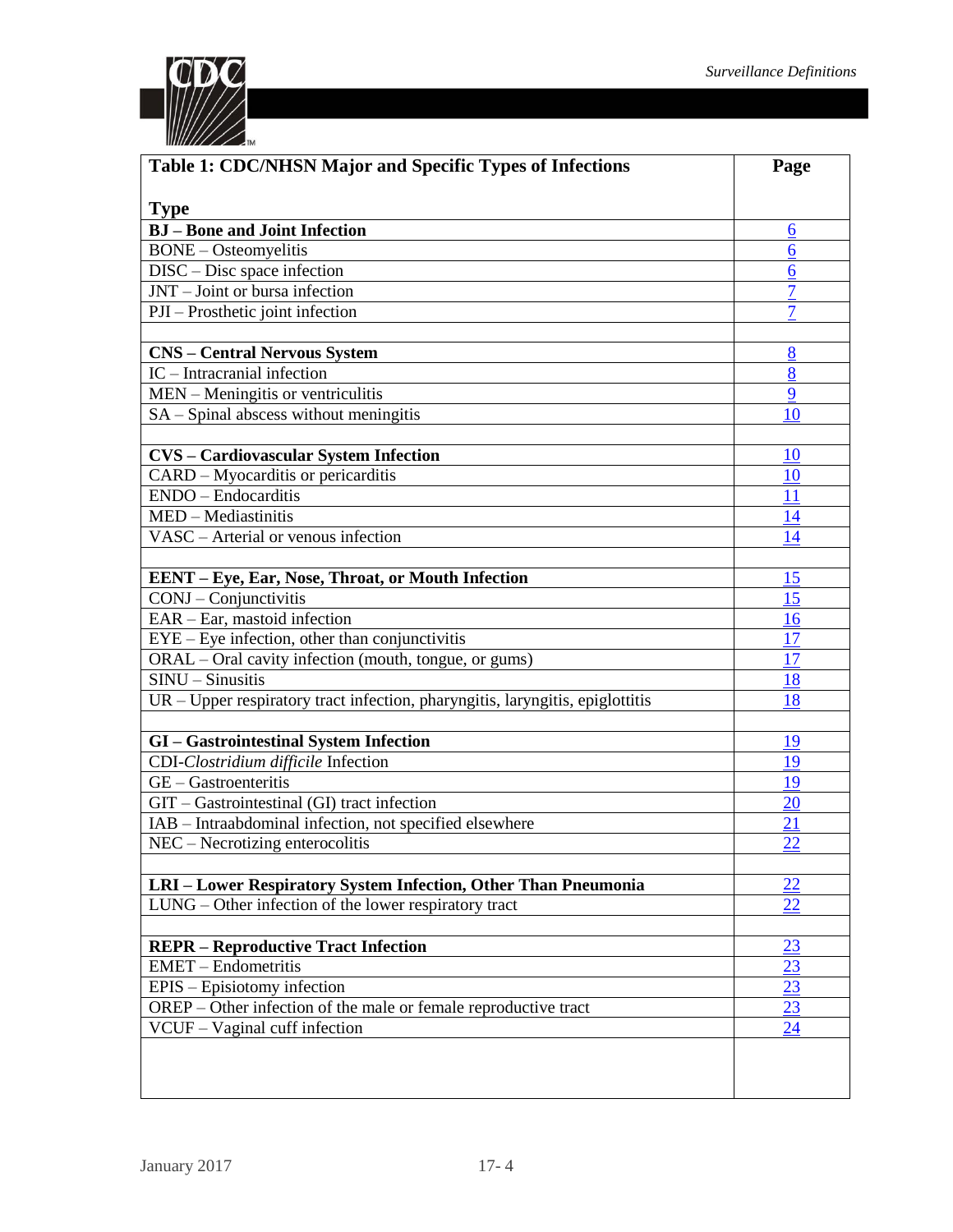| Table 1: CDC/NHSN Major and Specific Types of Infections<br><br>Type | Page |
|---|---|
| **BJ – Bone and Joint Infection** | 6 |
| BONE – Osteomyelitis | 6 |
| DISC – Disc space infection | 6 |
| JNT – Joint or bursa infection | 7 |
| PJI – Prosthetic joint infection | 7 |
| | |
| **CNS – Central Nervous System** | 8 |
| IC – Intracranial infection | 8 |
| MEN – Meningitis or ventriculitis | 9 |
| SA – Spinal abscess without meningitis | 10 |
| | |
| **CVS – Cardiovascular System Infection** | 10 |
| CARD – Myocarditis or pericarditis | 10 |
| ENDO – Endocarditis | 11 |
| MED – Mediastinitis | 14 |
| VASC – Arterial or venous infection | 14 |
| | |
| **EENT – Eye, Ear, Nose, Throat, or Mouth Infection** | 15 |
| CONJ – Conjunctivitis | 15 |
| EAR – Ear, mastoid infection | 16 |
| EYE – Eye infection, other than conjunctivitis | 17 |
| ORAL – Oral cavity infection (mouth, tongue, or gums) | 17 |
| SINU – Sinusitis | 18 |
| UR – Upper respiratory tract infection, pharyngitis, laryngitis, epiglottitis | 18 |
| | |
| **GI – Gastrointestinal System Infection** | 19 |
| CDI-*Clostridium difficile* Infection | 19 |
| GE – Gastroenteritis | 19 |
| GIT – Gastrointestinal (GI) tract infection | 20 |
| IAB – Intraabdominal infection, not specified elsewhere | 21 |
| NEC – Necrotizing enterocolitis | 22 |
| | |
| **LRI – Lower Respiratory System Infection, Other Than Pneumonia** | 22 |
| LUNG – Other infection of the lower respiratory tract | 22 |
| | |
| **REPR – Reproductive Tract Infection** | 23 |
| EMET – Endometritis | 23 |
| EPIS – Episiotomy infection | 23 |
| OREP – Other infection of the male or female reproductive tract | 23 |
| VCUF – Vaginal cuff infection | 24 |
| | |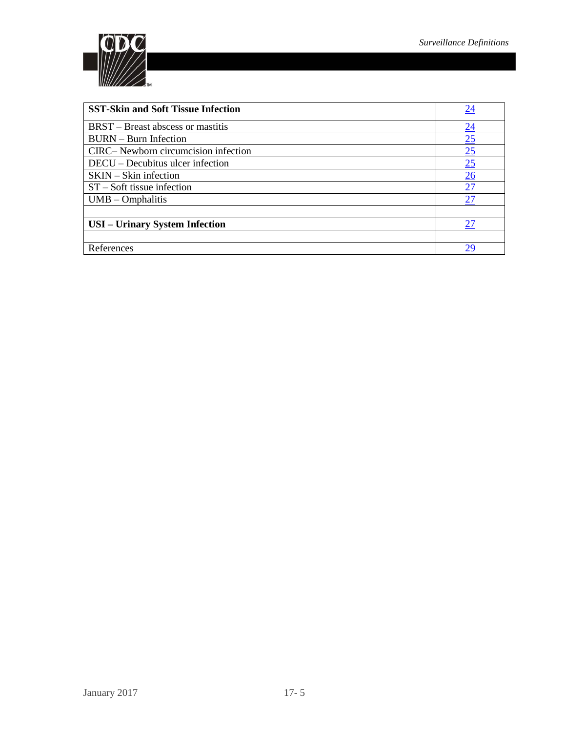| **SST-Skin and Soft Tissue Infection** | 24 |
|---|---|
| BRST – Breast abscess or mastitis | 24 |
| BURN – Burn Infection | 25 |
| CIRC– Newborn circumcision infection | 25 |
| DECU – Decubitus ulcer infection | 25 |
| SKIN – Skin infection | 26 |
| ST – Soft tissue infection | 27 |
| UMB – Omphalitis | 27 |
| | |
| **USI – Urinary System Infection** | 27 |
| | |
| References | 29 |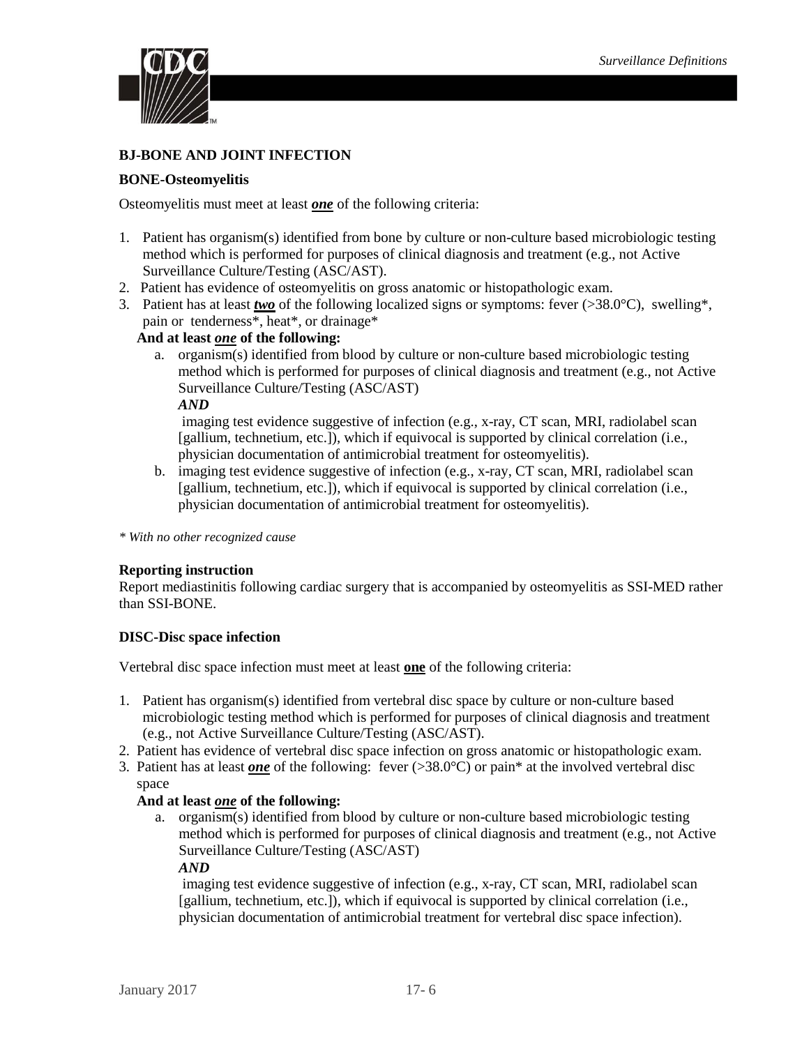### BJ-BONE AND JOINT INFECTION

#### BONE-Osteomyelitis

Osteomyelitis must meet at least ***one*** of the following criteria:

1. Patient has organism(s) identified from bone by culture or non-culture based microbiologic testing method which is performed for purposes of clinical diagnosis and treatment (e.g., not Active Surveillance Culture/Testing (ASC/AST).
2. Patient has evidence of osteomyelitis on gross anatomic or histopathologic exam.
3. Patient has at least ***two*** of the following localized signs or symptoms: fever (>38.0°C), swelling*, pain or tenderness*, heat*, or drainage*

   **And at least *one* of the following:**

   a. organism(s) identified from blood by culture or non-culture based microbiologic testing method which is performed for purposes of clinical diagnosis and treatment (e.g., not Active Surveillance Culture/Testing (ASC/AST)

      ***AND***

      imaging test evidence suggestive of infection (e.g., x-ray, CT scan, MRI, radiolabel scan [gallium, technetium, etc.]), which if equivocal is supported by clinical correlation (i.e., physician documentation of antimicrobial treatment for osteomyelitis).

   b. imaging test evidence suggestive of infection (e.g., x-ray, CT scan, MRI, radiolabel scan [gallium, technetium, etc.]), which if equivocal is supported by clinical correlation (i.e., physician documentation of antimicrobial treatment for osteomyelitis).

*\* With no other recognized cause*

**Reporting instruction**

Report mediastinitis following cardiac surgery that is accompanied by osteomyelitis as SSI-MED rather than SSI-BONE.

#### DISC-Disc space infection

Vertebral disc space infection must meet at least **one** of the following criteria:

1. Patient has organism(s) identified from vertebral disc space by culture or non-culture based microbiologic testing method which is performed for purposes of clinical diagnosis and treatment (e.g., not Active Surveillance Culture/Testing (ASC/AST).
2. Patient has evidence of vertebral disc space infection on gross anatomic or histopathologic exam.
3. Patient has at least ***one*** of the following: fever (>38.0°C) or pain* at the involved vertebral disc space

   **And at least *one* of the following:**

   a. organism(s) identified from blood by culture or non-culture based microbiologic testing method which is performed for purposes of clinical diagnosis and treatment (e.g., not Active Surveillance Culture/Testing (ASC/AST)

      ***AND***

      imaging test evidence suggestive of infection (e.g., x-ray, CT scan, MRI, radiolabel scan [gallium, technetium, etc.]), which if equivocal is supported by clinical correlation (i.e., physician documentation of antimicrobial treatment for vertebral disc space infection).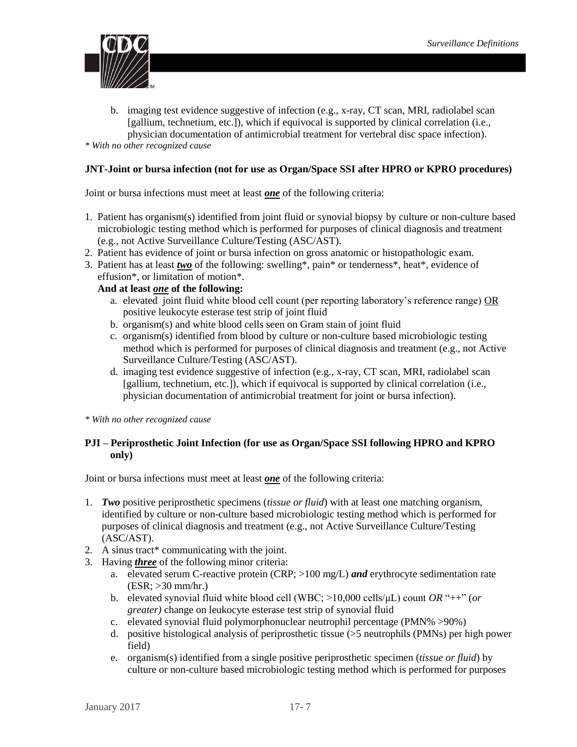b. imaging test evidence suggestive of infection (e.g., x-ray, CT scan, MRI, radiolabel scan [gallium, technetium, etc.]), which if equivocal is supported by clinical correlation (i.e., physician documentation of antimicrobial treatment for vertebral disc space infection).

*\* With no other recognized cause*

**JNT-Joint or bursa infection (not for use as Organ/Space SSI after HPRO or KPRO procedures)**

Joint or bursa infections must meet at least ***one*** of the following criteria:

1. Patient has organism(s) identified from joint fluid or synovial biopsy by culture or non-culture based microbiologic testing method which is performed for purposes of clinical diagnosis and treatment (e.g., not Active Surveillance Culture/Testing (ASC/AST).
2. Patient has evidence of joint or bursa infection on gross anatomic or histopathologic exam.
3. Patient has at least ***two*** of the following: swelling*, pain* or tenderness*, heat*, evidence of effusion*, or limitation of motion*.

   **And at least *one* of the following:**

   a. elevated joint fluid white blood cell count (per reporting laboratory's reference range) OR positive leukocyte esterase test strip of joint fluid
   b. organism(s) and white blood cells seen on Gram stain of joint fluid
   c. organism(s) identified from blood by culture or non-culture based microbiologic testing method which is performed for purposes of clinical diagnosis and treatment (e.g., not Active Surveillance Culture/Testing (ASC/AST).
   d. imaging test evidence suggestive of infection (e.g., x-ray, CT scan, MRI, radiolabel scan [gallium, technetium, etc.]), which if equivocal is supported by clinical correlation (i.e., physician documentation of antimicrobial treatment for joint or bursa infection).

*\* With no other recognized cause*

**PJI – Periprosthetic Joint Infection (for use as Organ/Space SSI following HPRO and KPRO only)**

Joint or bursa infections must meet at least ***one*** of the following criteria:

1. ***Two*** positive periprosthetic specimens (*tissue or fluid*) with at least one matching organism, identified by culture or non-culture based microbiologic testing method which is performed for purposes of clinical diagnosis and treatment (e.g., not Active Surveillance Culture/Testing (ASC/AST).
2. A sinus tract* communicating with the joint.
3. Having ***three*** of the following minor criteria:

   a. elevated serum C-reactive protein (CRP; >100 mg/L) ***and*** erythrocyte sedimentation rate (ESR; >30 mm/hr.)
   b. elevated synovial fluid white blood cell (WBC; >10,000 cells/μL) count *OR* "++" (*or greater)* change on leukocyte esterase test strip of synovial fluid
   c. elevated synovial fluid polymorphonuclear neutrophil percentage (PMN% >90%)
   d. positive histological analysis of periprosthetic tissue (>5 neutrophils (PMNs) per high power field)
   e. organism(s) identified from a single positive periprosthetic specimen (*tissue or fluid*) by culture or non-culture based microbiologic testing method which is performed for purposes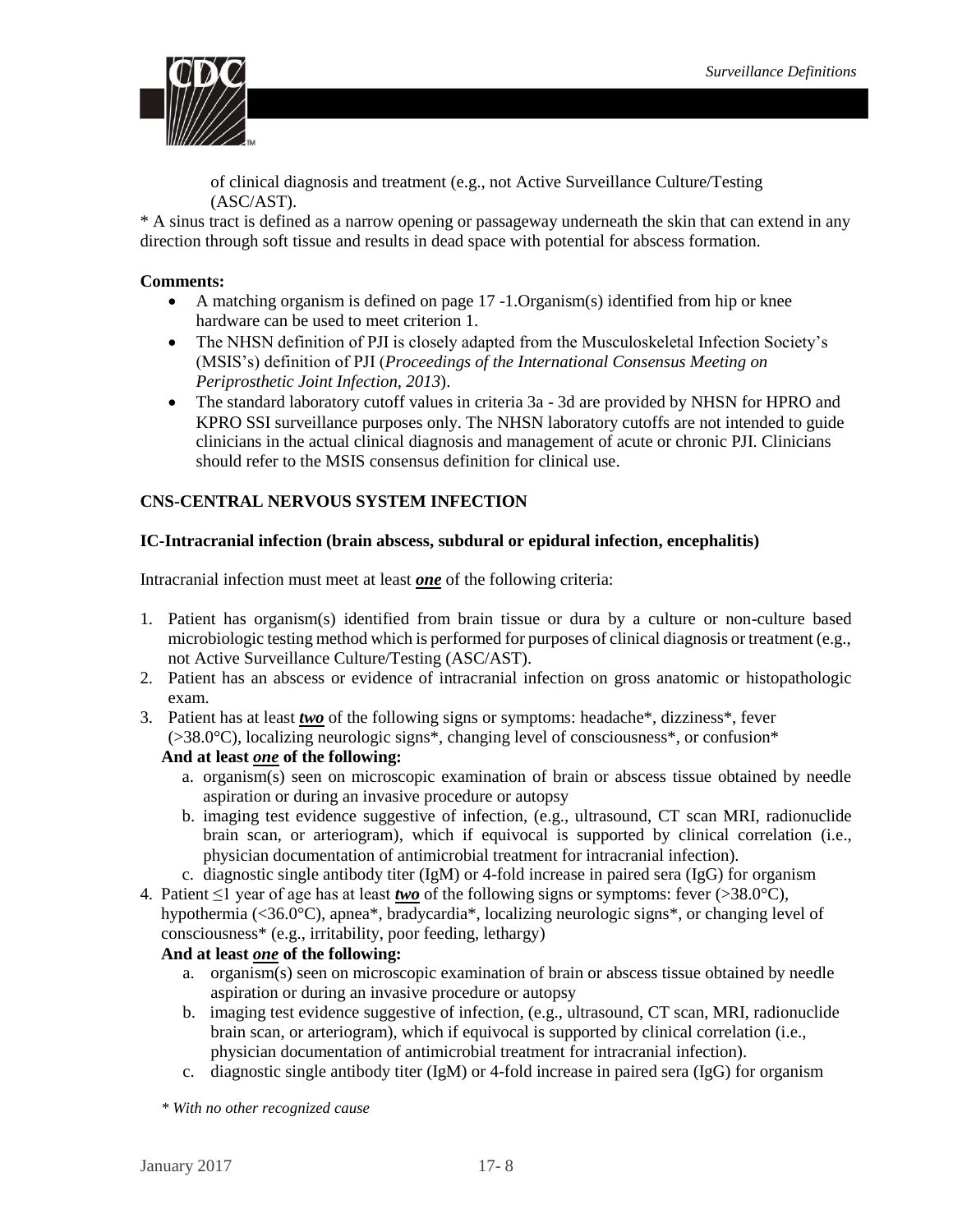of clinical diagnosis and treatment (e.g., not Active Surveillance Culture/Testing (ASC/AST).

* A sinus tract is defined as a narrow opening or passageway underneath the skin that can extend in any direction through soft tissue and results in dead space with potential for abscess formation.

**Comments:**

- A matching organism is defined on page 17 -1.Organism(s) identified from hip or knee hardware can be used to meet criterion 1.
- The NHSN definition of PJI is closely adapted from the Musculoskeletal Infection Society's (MSIS's) definition of PJI (*Proceedings of the International Consensus Meeting on Periprosthetic Joint Infection, 2013*).
- The standard laboratory cutoff values in criteria 3a - 3d are provided by NHSN for HPRO and KPRO SSI surveillance purposes only. The NHSN laboratory cutoffs are not intended to guide clinicians in the actual clinical diagnosis and management of acute or chronic PJI. Clinicians should refer to the MSIS consensus definition for clinical use.

## CNS-CENTRAL NERVOUS SYSTEM INFECTION

### IC-Intracranial infection (brain abscess, subdural or epidural infection, encephalitis)

Intracranial infection must meet at least ***one*** of the following criteria:

1. Patient has organism(s) identified from brain tissue or dura by a culture or non-culture based microbiologic testing method which is performed for purposes of clinical diagnosis or treatment (e.g., not Active Surveillance Culture/Testing (ASC/AST).
2. Patient has an abscess or evidence of intracranial infection on gross anatomic or histopathologic exam.
3. Patient has at least ***two*** of the following signs or symptoms: headache*, dizziness*, fever (>38.0°C), localizing neurologic signs*, changing level of consciousness*, or confusion*

   **And at least *one* of the following:**

   a. organism(s) seen on microscopic examination of brain or abscess tissue obtained by needle aspiration or during an invasive procedure or autopsy
   b. imaging test evidence suggestive of infection, (e.g., ultrasound, CT scan MRI, radionuclide brain scan, or arteriogram), which if equivocal is supported by clinical correlation (i.e., physician documentation of antimicrobial treatment for intracranial infection).
   c. diagnostic single antibody titer (IgM) or 4-fold increase in paired sera (IgG) for organism
4. Patient ≤1 year of age has at least ***two*** of the following signs or symptoms: fever (>38.0°C), hypothermia (<36.0°C), apnea*, bradycardia*, localizing neurologic signs*, or changing level of consciousness* (e.g., irritability, poor feeding, lethargy)

   **And at least *one* of the following:**

   a. organism(s) seen on microscopic examination of brain or abscess tissue obtained by needle aspiration or during an invasive procedure or autopsy
   b. imaging test evidence suggestive of infection, (e.g., ultrasound, CT scan, MRI, radionuclide brain scan, or arteriogram), which if equivocal is supported by clinical correlation (i.e., physician documentation of antimicrobial treatment for intracranial infection).
   c. diagnostic single antibody titer (IgM) or 4-fold increase in paired sera (IgG) for organism

*\* With no other recognized cause*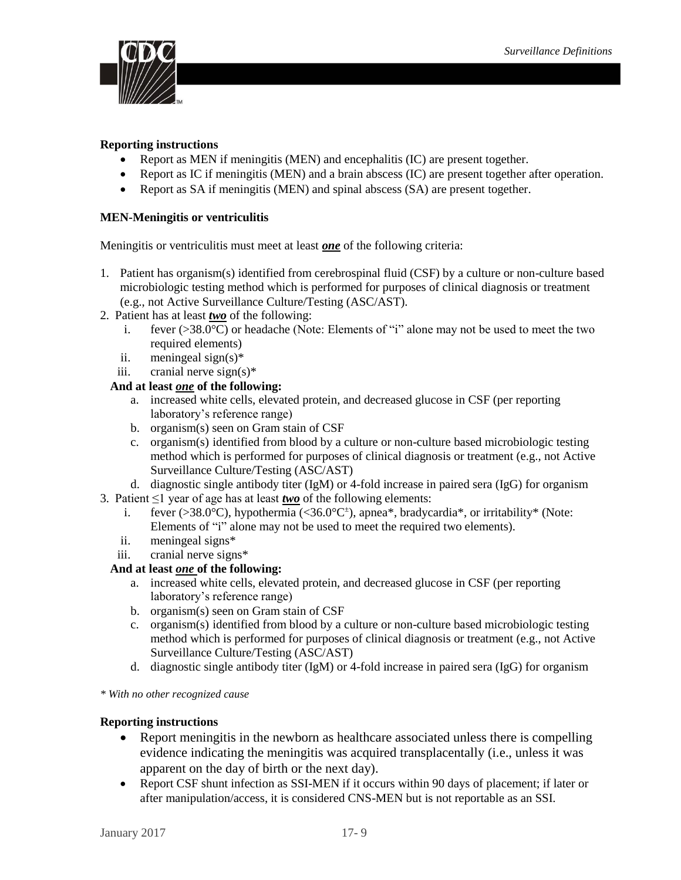**Reporting instructions**

- Report as MEN if meningitis (MEN) and encephalitis (IC) are present together.
- Report as IC if meningitis (MEN) and a brain abscess (IC) are present together after operation.
- Report as SA if meningitis (MEN) and spinal abscess (SA) are present together.

**MEN-Meningitis or ventriculitis**

Meningitis or ventriculitis must meet at least ***one*** of the following criteria:

1. Patient has organism(s) identified from cerebrospinal fluid (CSF) by a culture or non-culture based microbiologic testing method which is performed for purposes of clinical diagnosis or treatment (e.g., not Active Surveillance Culture/Testing (ASC/AST).
2. Patient has at least ***two*** of the following:
   i. fever (>38.0°C) or headache (Note: Elements of "i" alone may not be used to meet the two required elements)
   ii. meningeal sign(s)*
   iii. cranial nerve sign(s)*

   **And at least *one* of the following:**
   a. increased white cells, elevated protein, and decreased glucose in CSF (per reporting laboratory's reference range)
   b. organism(s) seen on Gram stain of CSF
   c. organism(s) identified from blood by a culture or non-culture based microbiologic testing method which is performed for purposes of clinical diagnosis or treatment (e.g., not Active Surveillance Culture/Testing (ASC/AST)
   d. diagnostic single antibody titer (IgM) or 4-fold increase in paired sera (IgG) for organism
3. Patient ≤1 year of age has at least ***two*** of the following elements:
   i. fever (>38.0°C), hypothermia (<36.0°C[±]), apnea*, bradycardia*, or irritability* (Note: Elements of "i" alone may not be used to meet the required two elements).
   ii. meningeal signs*
   iii. cranial nerve signs*

   **And at least *one* of the following:**
   a. increased white cells, elevated protein, and decreased glucose in CSF (per reporting laboratory's reference range)
   b. organism(s) seen on Gram stain of CSF
   c. organism(s) identified from blood by a culture or non-culture based microbiologic testing method which is performed for purposes of clinical diagnosis or treatment (e.g., not Active Surveillance Culture/Testing (ASC/AST)
   d. diagnostic single antibody titer (IgM) or 4-fold increase in paired sera (IgG) for organism

*\* With no other recognized cause*

**Reporting instructions**

- Report meningitis in the newborn as healthcare associated unless there is compelling evidence indicating the meningitis was acquired transplacentally (i.e., unless it was apparent on the day of birth or the next day).
- Report CSF shunt infection as SSI-MEN if it occurs within 90 days of placement; if later or after manipulation/access, it is considered CNS-MEN but is not reportable as an SSI.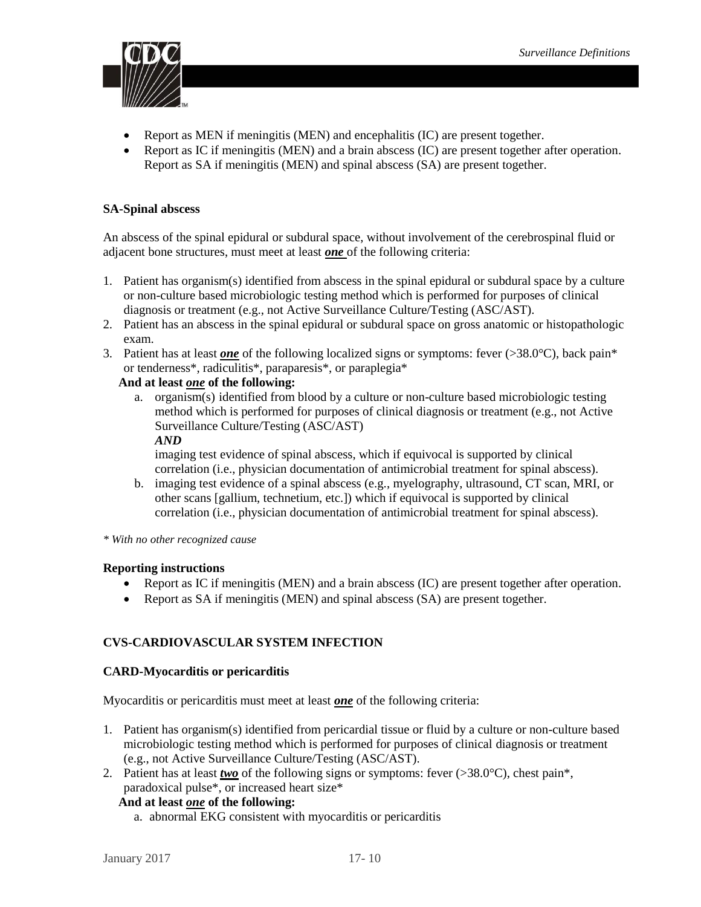- Report as MEN if meningitis (MEN) and encephalitis (IC) are present together.
- Report as IC if meningitis (MEN) and a brain abscess (IC) are present together after operation. Report as SA if meningitis (MEN) and spinal abscess (SA) are present together.

**SA-Spinal abscess**

An abscess of the spinal epidural or subdural space, without involvement of the cerebrospinal fluid or adjacent bone structures, must meet at least ***one*** of the following criteria:

1. Patient has organism(s) identified from abscess in the spinal epidural or subdural space by a culture or non-culture based microbiologic testing method which is performed for purposes of clinical diagnosis or treatment (e.g., not Active Surveillance Culture/Testing (ASC/AST).
2. Patient has an abscess in the spinal epidural or subdural space on gross anatomic or histopathologic exam.
3. Patient has at least ***one*** of the following localized signs or symptoms: fever (>38.0°C), back pain* or tenderness*, radiculitis*, paraparesis*, or paraplegia*

   **And at least *one* of the following:**

   a. organism(s) identified from blood by a culture or non-culture based microbiologic testing method which is performed for purposes of clinical diagnosis or treatment (e.g., not Active Surveillance Culture/Testing (ASC/AST)

      ***AND***

      imaging test evidence of spinal abscess, which if equivocal is supported by clinical correlation (i.e., physician documentation of antimicrobial treatment for spinal abscess).
   b. imaging test evidence of a spinal abscess (e.g., myelography, ultrasound, CT scan, MRI, or other scans [gallium, technetium, etc.]) which if equivocal is supported by clinical correlation (i.e., physician documentation of antimicrobial treatment for spinal abscess).

*\* With no other recognized cause*

**Reporting instructions**

- Report as IC if meningitis (MEN) and a brain abscess (IC) are present together after operation.
- Report as SA if meningitis (MEN) and spinal abscess (SA) are present together.

**CVS-CARDIOVASCULAR SYSTEM INFECTION**

**CARD-Myocarditis or pericarditis**

Myocarditis or pericarditis must meet at least ***one*** of the following criteria:

1. Patient has organism(s) identified from pericardial tissue or fluid by a culture or non-culture based microbiologic testing method which is performed for purposes of clinical diagnosis or treatment (e.g., not Active Surveillance Culture/Testing (ASC/AST).
2. Patient has at least ***two*** of the following signs or symptoms: fever (>38.0°C), chest pain*, paradoxical pulse*, or increased heart size*

   **And at least *one* of the following:**

   a. abnormal EKG consistent with myocarditis or pericarditis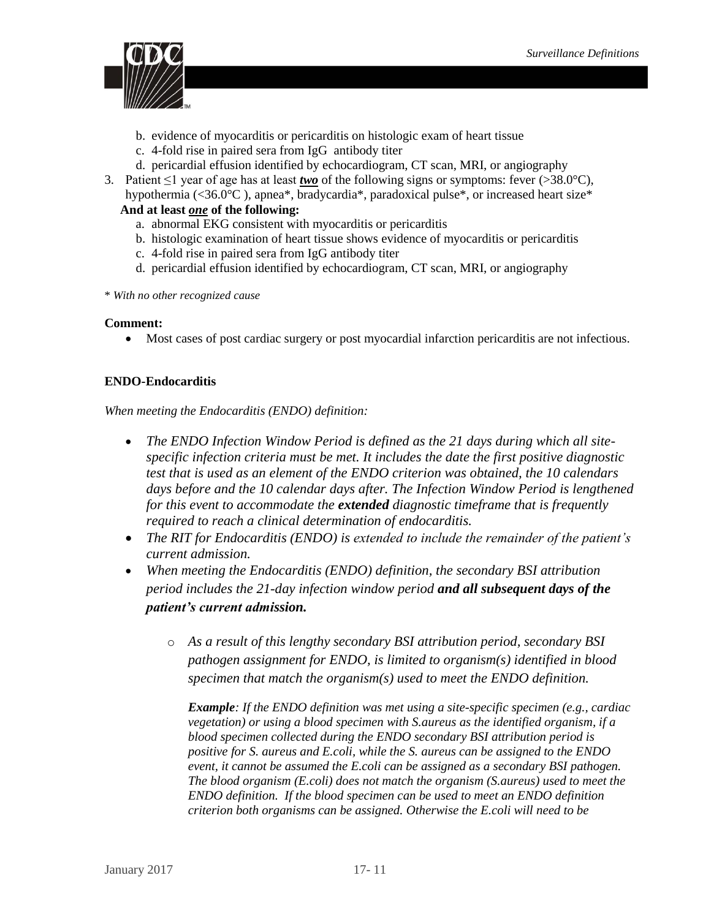b. evidence of myocarditis or pericarditis on histologic exam of heart tissue
   c. 4-fold rise in paired sera from IgG antibody titer
   d. pericardial effusion identified by echocardiogram, CT scan, MRI, or angiography

3. Patient $\leq$1 year of age has at least ***two*** of the following signs or symptoms: fever (>38.0°C), hypothermia (<36.0°C ), apnea*, bradycardia*, paradoxical pulse*, or increased heart size*

   **And at least *one* of the following:**

   a. abnormal EKG consistent with myocarditis or pericarditis
   b. histologic examination of heart tissue shows evidence of myocarditis or pericarditis
   c. 4-fold rise in paired sera from IgG antibody titer
   d. pericardial effusion identified by echocardiogram, CT scan, MRI, or angiography

\* *With no other recognized cause*

**Comment:**

- Most cases of post cardiac surgery or post myocardial infarction pericarditis are not infectious.

**ENDO-Endocarditis**

*When meeting the Endocarditis (ENDO) definition:*

- *The ENDO Infection Window Period is defined as the 21 days during which all site-specific infection criteria must be met. It includes the date the first positive diagnostic test that is used as an element of the ENDO criterion was obtained, the 10 calendars days before and the 10 calendar days after. The Infection Window Period is lengthened for this event to accommodate the **extended** diagnostic timeframe that is frequently required to reach a clinical determination of endocarditis.*
- *The RIT for Endocarditis (ENDO) is extended to include the remainder of the patient's current admission.*
- *When meeting the Endocarditis (ENDO) definition, the secondary BSI attribution period includes the 21-day infection window period **and all subsequent days of the patient's current admission.***
    - *As a result of this lengthy secondary BSI attribution period, secondary BSI pathogen assignment for ENDO, is limited to organism(s) identified in blood specimen that match the organism(s) used to meet the ENDO definition.*

      ***Example**: If the ENDO definition was met using a site-specific specimen (e.g., cardiac vegetation) or using a blood specimen with S.aureus as the identified organism, if a blood specimen collected during the ENDO secondary BSI attribution period is positive for S. aureus and E.coli, while the S. aureus can be assigned to the ENDO event, it cannot be assumed the E.coli can be assigned as a secondary BSI pathogen. The blood organism (E.coli) does not match the organism (S.aureus) used to meet the ENDO definition. If the blood specimen can be used to meet an ENDO definition criterion both organisms can be assigned. Otherwise the E.coli will need to be*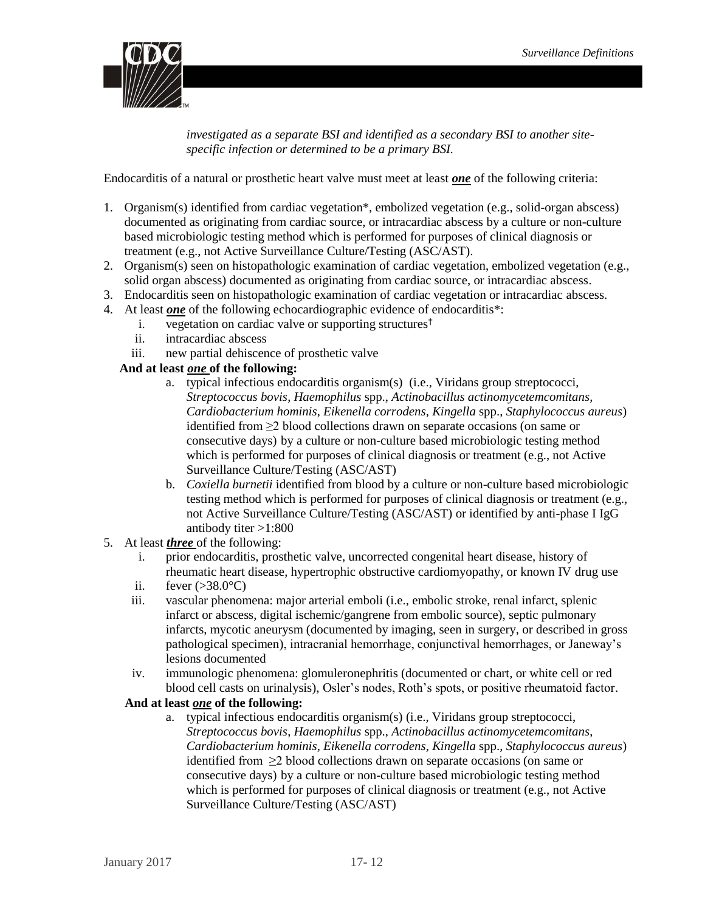*investigated as a separate BSI and identified as a secondary BSI to another site-specific infection or determined to be a primary BSI.*

Endocarditis of a natural or prosthetic heart valve must meet at least ***one*** of the following criteria:

1. Organism(s) identified from cardiac vegetation*, embolized vegetation (e.g., solid-organ abscess) documented as originating from cardiac source, or intracardiac abscess by a culture or non-culture based microbiologic testing method which is performed for purposes of clinical diagnosis or treatment (e.g., not Active Surveillance Culture/Testing (ASC/AST).
2. Organism(s) seen on histopathologic examination of cardiac vegetation, embolized vegetation (e.g., solid organ abscess) documented as originating from cardiac source, or intracardiac abscess.
3. Endocarditis seen on histopathologic examination of cardiac vegetation or intracardiac abscess.
4. At least ***one*** of the following echocardiographic evidence of endocarditis*:
   i. vegetation on cardiac valve or supporting structures†
   ii. intracardiac abscess
   iii. new partial dehiscence of prosthetic valve

   **And at least *one* of the following:**

   a. typical infectious endocarditis organism(s) (i.e., Viridans group streptococci, *Streptococcus bovis*, *Haemophilus* spp., *Actinobacillus actinomycetemcomitans*, *Cardiobacterium hominis*, *Eikenella corrodens*, *Kingella* spp., *Staphylococcus aureus*) identified from ≥2 blood collections drawn on separate occasions (on same or consecutive days) by a culture or non-culture based microbiologic testing method which is performed for purposes of clinical diagnosis or treatment (e.g., not Active Surveillance Culture/Testing (ASC/AST)
   b. *Coxiella burnetii* identified from blood by a culture or non-culture based microbiologic testing method which is performed for purposes of clinical diagnosis or treatment (e.g., not Active Surveillance Culture/Testing (ASC/AST) or identified by anti-phase I IgG antibody titer >1:800
5. At least ***three*** of the following:
   i. prior endocarditis, prosthetic valve, uncorrected congenital heart disease, history of rheumatic heart disease, hypertrophic obstructive cardiomyopathy, or known IV drug use
   ii. fever (>38.0°C)
   iii. vascular phenomena: major arterial emboli (i.e., embolic stroke, renal infarct, splenic infarct or abscess, digital ischemic/gangrene from embolic source), septic pulmonary infarcts, mycotic aneurysm (documented by imaging, seen in surgery, or described in gross pathological specimen), intracranial hemorrhage, conjunctival hemorrhages, or Janeway's lesions documented
   iv. immunologic phenomena: glomuleronephritis (documented or chart, or white cell or red blood cell casts on urinalysis), Osler's nodes, Roth's spots, or positive rheumatoid factor.

   **And at least *one* of the following:**

   a. typical infectious endocarditis organism(s) (i.e., Viridans group streptococci, *Streptococcus bovis*, *Haemophilus* spp., *Actinobacillus actinomycetemcomitans*, *Cardiobacterium hominis*, *Eikenella corrodens*, *Kingella* spp., *Staphylococcus aureus*) identified from ≥2 blood collections drawn on separate occasions (on same or consecutive days) by a culture or non-culture based microbiologic testing method which is performed for purposes of clinical diagnosis or treatment (e.g., not Active Surveillance Culture/Testing (ASC/AST)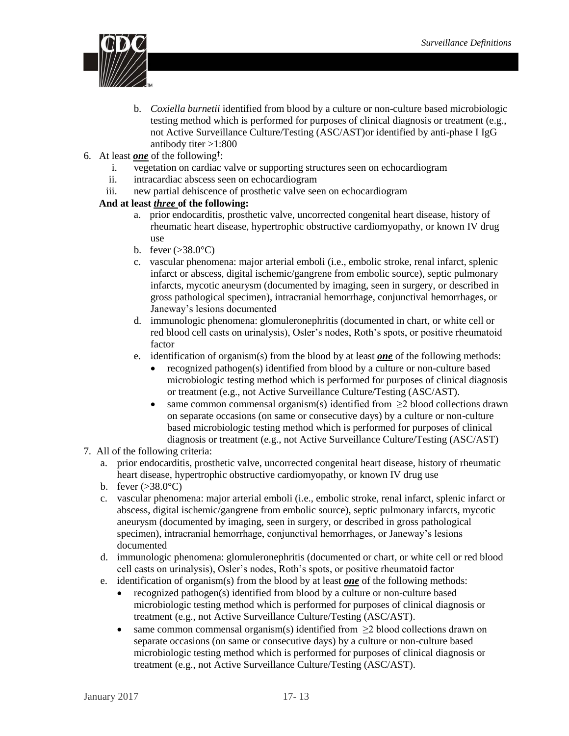b. *Coxiella burnetii* identified from blood by a culture or non-culture based microbiologic testing method which is performed for purposes of clinical diagnosis or treatment (e.g., not Active Surveillance Culture/Testing (ASC/AST)or identified by anti-phase I IgG antibody titer >1:800

6. At least ***one*** of the following†:
   i. vegetation on cardiac valve or supporting structures seen on echocardiogram
   ii. intracardiac abscess seen on echocardiogram
   iii. new partial dehiscence of prosthetic valve seen on echocardiogram

   **And at least *three* of the following:**

   a. prior endocarditis, prosthetic valve, uncorrected congenital heart disease, history of rheumatic heart disease, hypertrophic obstructive cardiomyopathy, or known IV drug use
   b. fever (>38.0°C)
   c. vascular phenomena: major arterial emboli (i.e., embolic stroke, renal infarct, splenic infarct or abscess, digital ischemic/gangrene from embolic source), septic pulmonary infarcts, mycotic aneurysm (documented by imaging, seen in surgery, or described in gross pathological specimen), intracranial hemorrhage, conjunctival hemorrhages, or Janeway's lesions documented
   d. immunologic phenomena: glomuleronephritis (documented in chart, or white cell or red blood cell casts on urinalysis), Osler's nodes, Roth's spots, or positive rheumatoid factor
   e. identification of organism(s) from the blood by at least ***one*** of the following methods:
      - recognized pathogen(s) identified from blood by a culture or non-culture based microbiologic testing method which is performed for purposes of clinical diagnosis or treatment (e.g., not Active Surveillance Culture/Testing (ASC/AST).
      - same common commensal organism(s) identified from ≥2 blood collections drawn on separate occasions (on same or consecutive days) by a culture or non-culture based microbiologic testing method which is performed for purposes of clinical diagnosis or treatment (e.g., not Active Surveillance Culture/Testing (ASC/AST)

7. All of the following criteria:
   a. prior endocarditis, prosthetic valve, uncorrected congenital heart disease, history of rheumatic heart disease, hypertrophic obstructive cardiomyopathy, or known IV drug use
   b. fever (>38.0°C)
   c. vascular phenomena: major arterial emboli (i.e., embolic stroke, renal infarct, splenic infarct or abscess, digital ischemic/gangrene from embolic source), septic pulmonary infarcts, mycotic aneurysm (documented by imaging, seen in surgery, or described in gross pathological specimen), intracranial hemorrhage, conjunctival hemorrhages, or Janeway's lesions documented
   d. immunologic phenomena: glomuleronephritis (documented or chart, or white cell or red blood cell casts on urinalysis), Osler's nodes, Roth's spots, or positive rheumatoid factor
   e. identification of organism(s) from the blood by at least ***one*** of the following methods:
      - recognized pathogen(s) identified from blood by a culture or non-culture based microbiologic testing method which is performed for purposes of clinical diagnosis or treatment (e.g., not Active Surveillance Culture/Testing (ASC/AST).
      - same common commensal organism(s) identified from ≥2 blood collections drawn on separate occasions (on same or consecutive days) by a culture or non-culture based microbiologic testing method which is performed for purposes of clinical diagnosis or treatment (e.g., not Active Surveillance Culture/Testing (ASC/AST).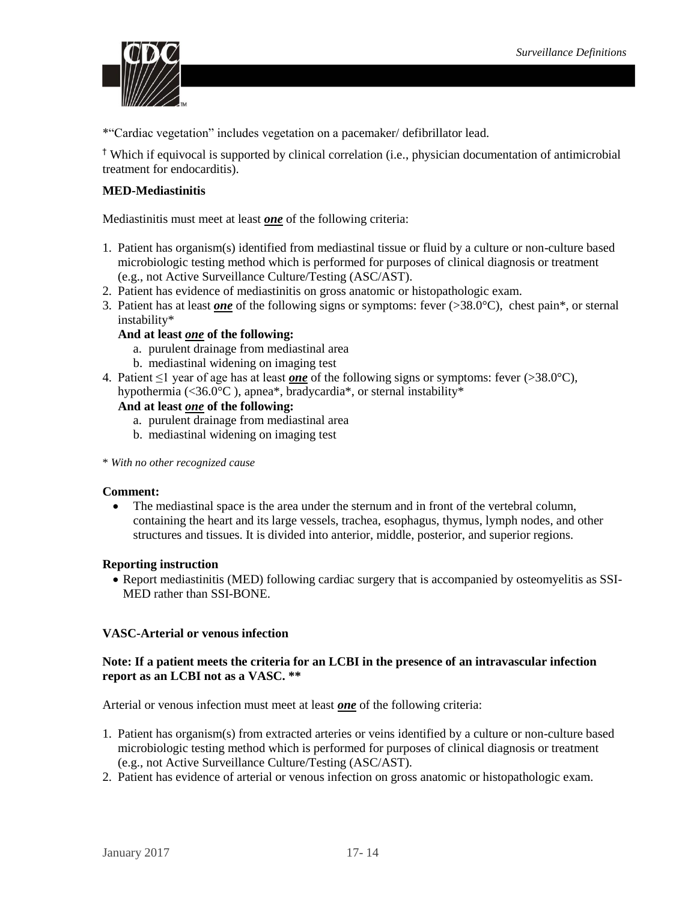*"Cardiac vegetation" includes vegetation on a pacemaker/ defibrillator lead.

† Which if equivocal is supported by clinical correlation (i.e., physician documentation of antimicrobial treatment for endocarditis).

**MED-Mediastinitis**

Mediastinitis must meet at least ***one*** of the following criteria:

1. Patient has organism(s) identified from mediastinal tissue or fluid by a culture or non-culture based microbiologic testing method which is performed for purposes of clinical diagnosis or treatment (e.g., not Active Surveillance Culture/Testing (ASC/AST).
2. Patient has evidence of mediastinitis on gross anatomic or histopathologic exam.
3. Patient has at least ***one*** of the following signs or symptoms: fever (>38.0°C), chest pain*, or sternal instability*

   **And at least *one* of the following:**
   a. purulent drainage from mediastinal area
   b. mediastinal widening on imaging test
4. Patient ≤1 year of age has at least ***one*** of the following signs or symptoms: fever (>38.0°C), hypothermia (<36.0°C ), apnea*, bradycardia*, or sternal instability*

   **And at least *one* of the following:**
   a. purulent drainage from mediastinal area
   b. mediastinal widening on imaging test

\* *With no other recognized cause*

**Comment:**

- The mediastinal space is the area under the sternum and in front of the vertebral column, containing the heart and its large vessels, trachea, esophagus, thymus, lymph nodes, and other structures and tissues. It is divided into anterior, middle, posterior, and superior regions.

**Reporting instruction**

- Report mediastinitis (MED) following cardiac surgery that is accompanied by osteomyelitis as SSI-MED rather than SSI-BONE.

**VASC-Arterial or venous infection**

**Note: If a patient meets the criteria for an LCBI in the presence of an intravascular infection report as an LCBI not as a VASC. \*\***

Arterial or venous infection must meet at least ***one*** of the following criteria:

1. Patient has organism(s) from extracted arteries or veins identified by a culture or non-culture based microbiologic testing method which is performed for purposes of clinical diagnosis or treatment (e.g., not Active Surveillance Culture/Testing (ASC/AST).
2. Patient has evidence of arterial or venous infection on gross anatomic or histopathologic exam.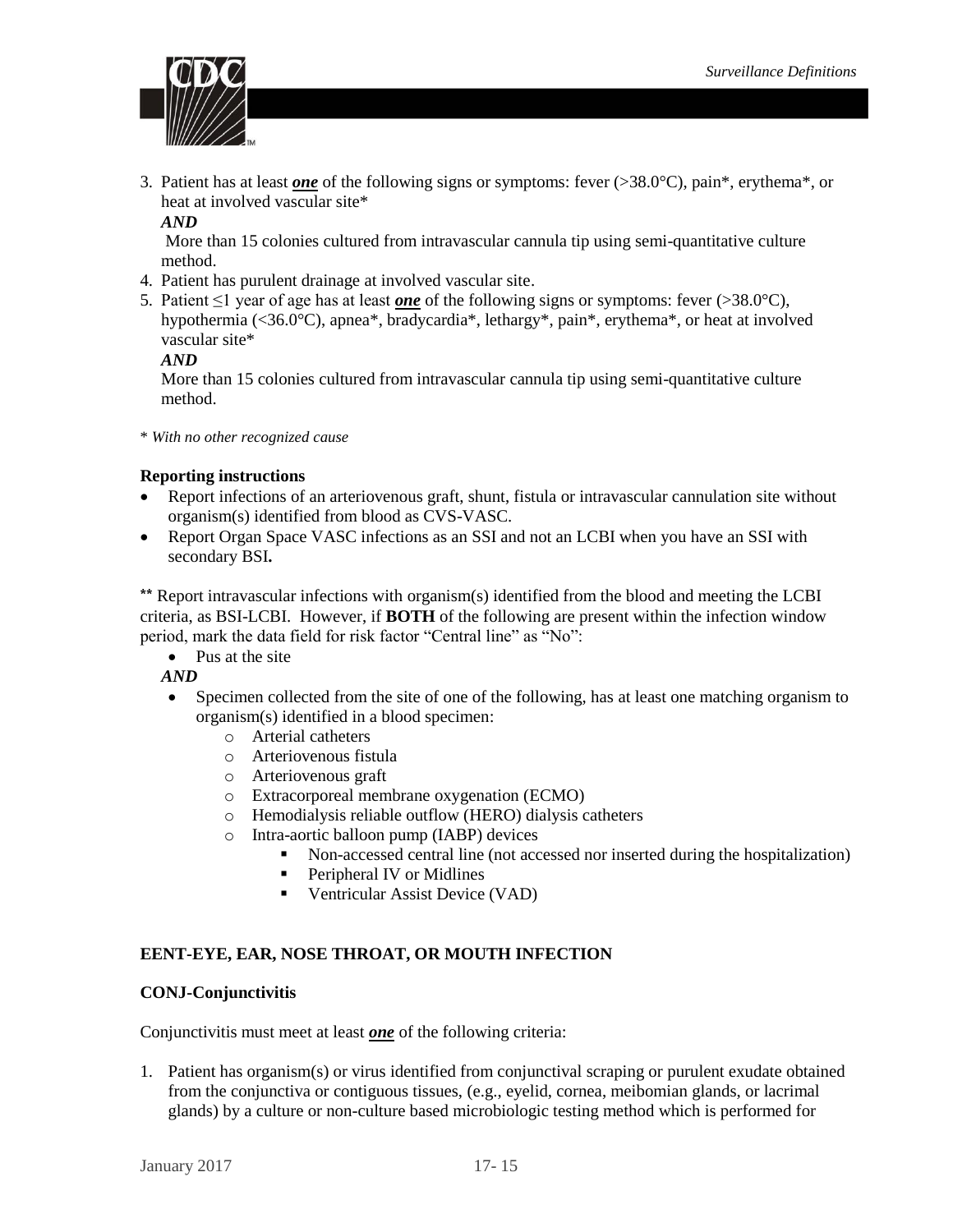3. Patient has at least ***one*** of the following signs or symptoms: fever (>38.0°C), pain*, erythema*, or heat at involved vascular site*

   ***AND***

   More than 15 colonies cultured from intravascular cannula tip using semi-quantitative culture method.
4. Patient has purulent drainage at involved vascular site.
5. Patient ≤1 year of age has at least ***one*** of the following signs or symptoms: fever (>38.0°C), hypothermia (<36.0°C), apnea*, bradycardia*, lethargy*, pain*, erythema*, or heat at involved vascular site*

   ***AND***

   More than 15 colonies cultured from intravascular cannula tip using semi-quantitative culture method.

\* *With no other recognized cause*

**Reporting instructions**

- Report infections of an arteriovenous graft, shunt, fistula or intravascular cannulation site without organism(s) identified from blood as CVS-VASC.
- Report Organ Space VASC infections as an SSI and not an LCBI when you have an SSI with secondary BSI**.**

\*\* Report intravascular infections with organism(s) identified from the blood and meeting the LCBI criteria, as BSI-LCBI. However, if **BOTH** of the following are present within the infection window period, mark the data field for risk factor "Central line" as "No":

- Pus at the site

***AND***

- Specimen collected from the site of one of the following, has at least one matching organism to organism(s) identified in a blood specimen:
  - Arterial catheters
  - Arteriovenous fistula
  - Arteriovenous graft
  - Extracorporeal membrane oxygenation (ECMO)
  - Hemodialysis reliable outflow (HERO) dialysis catheters
  - Intra-aortic balloon pump (IABP) devices
    - Non-accessed central line (not accessed nor inserted during the hospitalization)
    - Peripheral IV or Midlines
    - Ventricular Assist Device (VAD)

## EENT-EYE, EAR, NOSE THROAT, OR MOUTH INFECTION

### CONJ-Conjunctivitis

Conjunctivitis must meet at least ***one*** of the following criteria:

1. Patient has organism(s) or virus identified from conjunctival scraping or purulent exudate obtained from the conjunctiva or contiguous tissues, (e.g., eyelid, cornea, meibomian glands, or lacrimal glands) by a culture or non-culture based microbiologic testing method which is performed for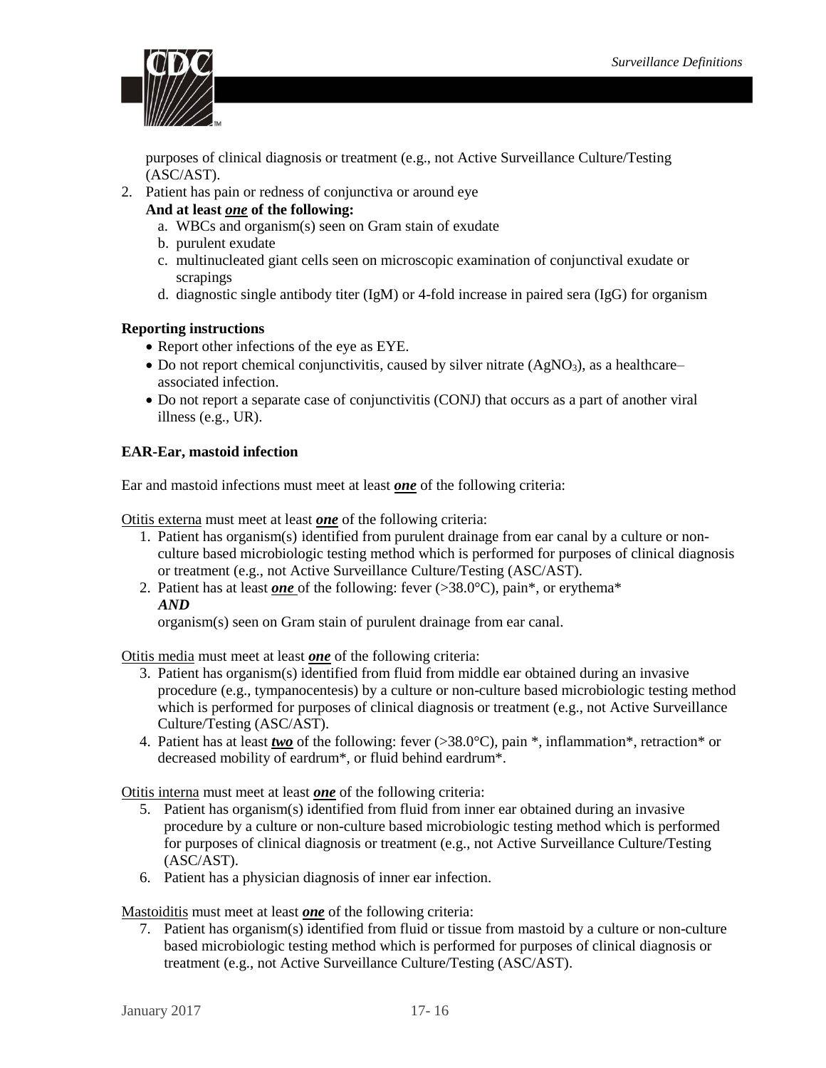purposes of clinical diagnosis or treatment (e.g., not Active Surveillance Culture/Testing (ASC/AST).

2. Patient has pain or redness of conjunctiva or around eye
   **And at least *one* of the following:**
   a. WBCs and organism(s) seen on Gram stain of exudate
   b. purulent exudate
   c. multinucleated giant cells seen on microscopic examination of conjunctival exudate or scrapings
   d. diagnostic single antibody titer (IgM) or 4-fold increase in paired sera (IgG) for organism

**Reporting instructions**

- Report other infections of the eye as EYE.
- Do not report chemical conjunctivitis, caused by silver nitrate ($AgNO_3$), as a healthcare–associated infection.
- Do not report a separate case of conjunctivitis (CONJ) that occurs as a part of another viral illness (e.g., UR).

**EAR-Ear, mastoid infection**

Ear and mastoid infections must meet at least ***one*** of the following criteria:

Otitis externa must meet at least ***one*** of the following criteria:

1. Patient has organism(s) identified from purulent drainage from ear canal by a culture or non-culture based microbiologic testing method which is performed for purposes of clinical diagnosis or treatment (e.g., not Active Surveillance Culture/Testing (ASC/AST).
2. Patient has at least ***one*** of the following: fever (>38.0°C), pain*, or erythema*
   ***AND***
   organism(s) seen on Gram stain of purulent drainage from ear canal.

Otitis media must meet at least ***one*** of the following criteria:

3. Patient has organism(s) identified from fluid from middle ear obtained during an invasive procedure (e.g., tympanocentesis) by a culture or non-culture based microbiologic testing method which is performed for purposes of clinical diagnosis or treatment (e.g., not Active Surveillance Culture/Testing (ASC/AST).
4. Patient has at least ***two*** of the following: fever (>38.0°C), pain *, inflammation*, retraction* or decreased mobility of eardrum*, or fluid behind eardrum*.

Otitis interna must meet at least ***one*** of the following criteria:

5. Patient has organism(s) identified from fluid from inner ear obtained during an invasive procedure by a culture or non-culture based microbiologic testing method which is performed for purposes of clinical diagnosis or treatment (e.g., not Active Surveillance Culture/Testing (ASC/AST).
6. Patient has a physician diagnosis of inner ear infection.

Mastoiditis must meet at least ***one*** of the following criteria:

7. Patient has organism(s) identified from fluid or tissue from mastoid by a culture or non-culture based microbiologic testing method which is performed for purposes of clinical diagnosis or treatment (e.g., not Active Surveillance Culture/Testing (ASC/AST).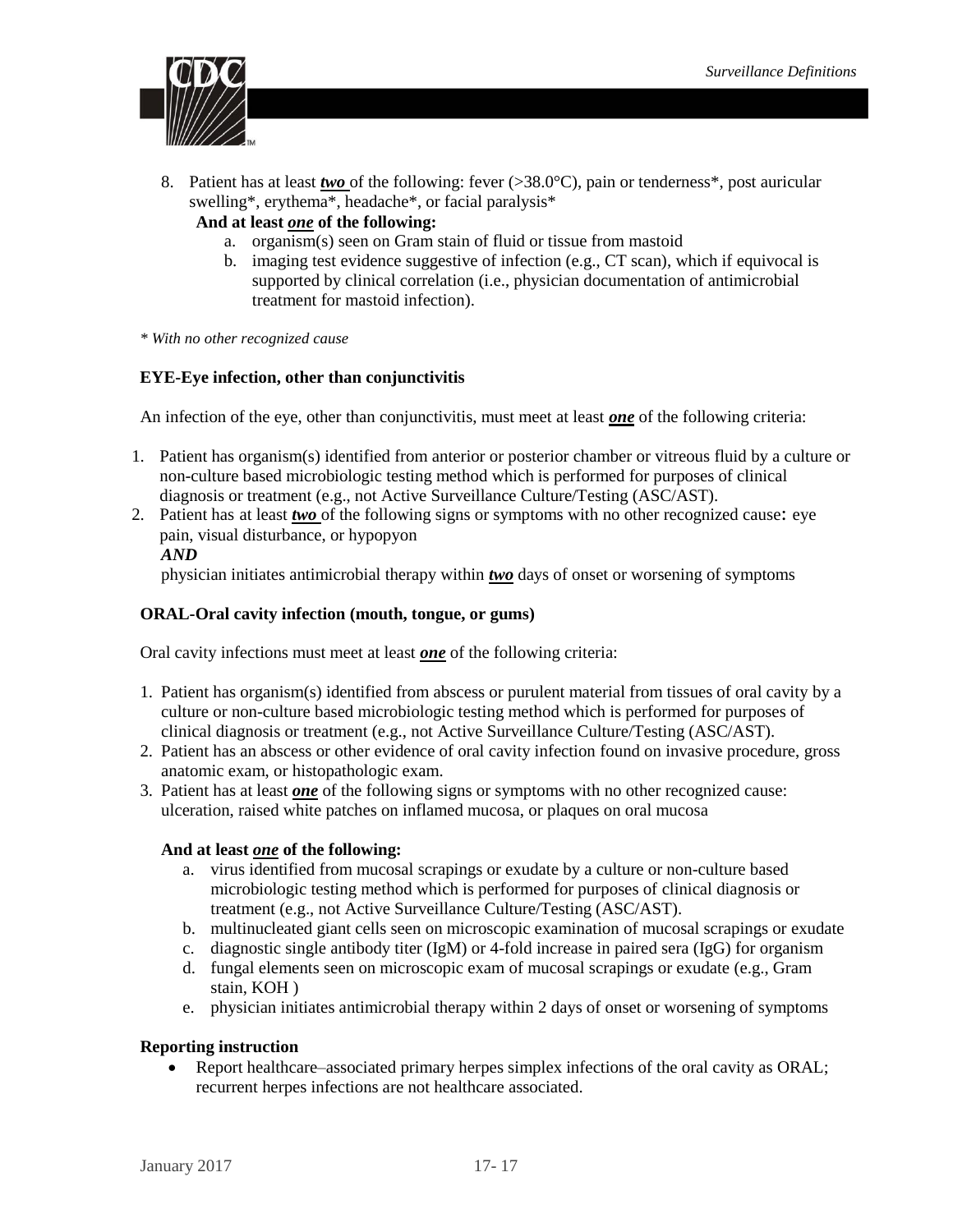8. Patient has at least ***two*** of the following: fever (>38.0°C), pain or tenderness*, post auricular swelling*, erythema*, headache*, or facial paralysis*

   **And at least *one* of the following:**

   a. organism(s) seen on Gram stain of fluid or tissue from mastoid
   b. imaging test evidence suggestive of infection (e.g., CT scan), which if equivocal is supported by clinical correlation (i.e., physician documentation of antimicrobial treatment for mastoid infection).

*\* With no other recognized cause*

### EYE-Eye infection, other than conjunctivitis

An infection of the eye, other than conjunctivitis, must meet at least ***one*** of the following criteria:

1. Patient has organism(s) identified from anterior or posterior chamber or vitreous fluid by a culture or non-culture based microbiologic testing method which is performed for purposes of clinical diagnosis or treatment (e.g., not Active Surveillance Culture/Testing (ASC/AST).
2. Patient has at least ***two*** of the following signs or symptoms with no other recognized cause: eye pain, visual disturbance, or hypopyon

   ***AND***

   physician initiates antimicrobial therapy within ***two*** days of onset or worsening of symptoms

### ORAL-Oral cavity infection (mouth, tongue, or gums)

Oral cavity infections must meet at least ***one*** of the following criteria:

1. Patient has organism(s) identified from abscess or purulent material from tissues of oral cavity by a culture or non-culture based microbiologic testing method which is performed for purposes of clinical diagnosis or treatment (e.g., not Active Surveillance Culture/Testing (ASC/AST).
2. Patient has an abscess or other evidence of oral cavity infection found on invasive procedure, gross anatomic exam, or histopathologic exam.
3. Patient has at least ***one*** of the following signs or symptoms with no other recognized cause: ulceration, raised white patches on inflamed mucosa, or plaques on oral mucosa

   **And at least *one* of the following:**

   a. virus identified from mucosal scrapings or exudate by a culture or non-culture based microbiologic testing method which is performed for purposes of clinical diagnosis or treatment (e.g., not Active Surveillance Culture/Testing (ASC/AST).
   b. multinucleated giant cells seen on microscopic examination of mucosal scrapings or exudate
   c. diagnostic single antibody titer (IgM) or 4-fold increase in paired sera (IgG) for organism
   d. fungal elements seen on microscopic exam of mucosal scrapings or exudate (e.g., Gram stain, KOH )
   e. physician initiates antimicrobial therapy within 2 days of onset or worsening of symptoms

**Reporting instruction**

- Report healthcare–associated primary herpes simplex infections of the oral cavity as ORAL; recurrent herpes infections are not healthcare associated.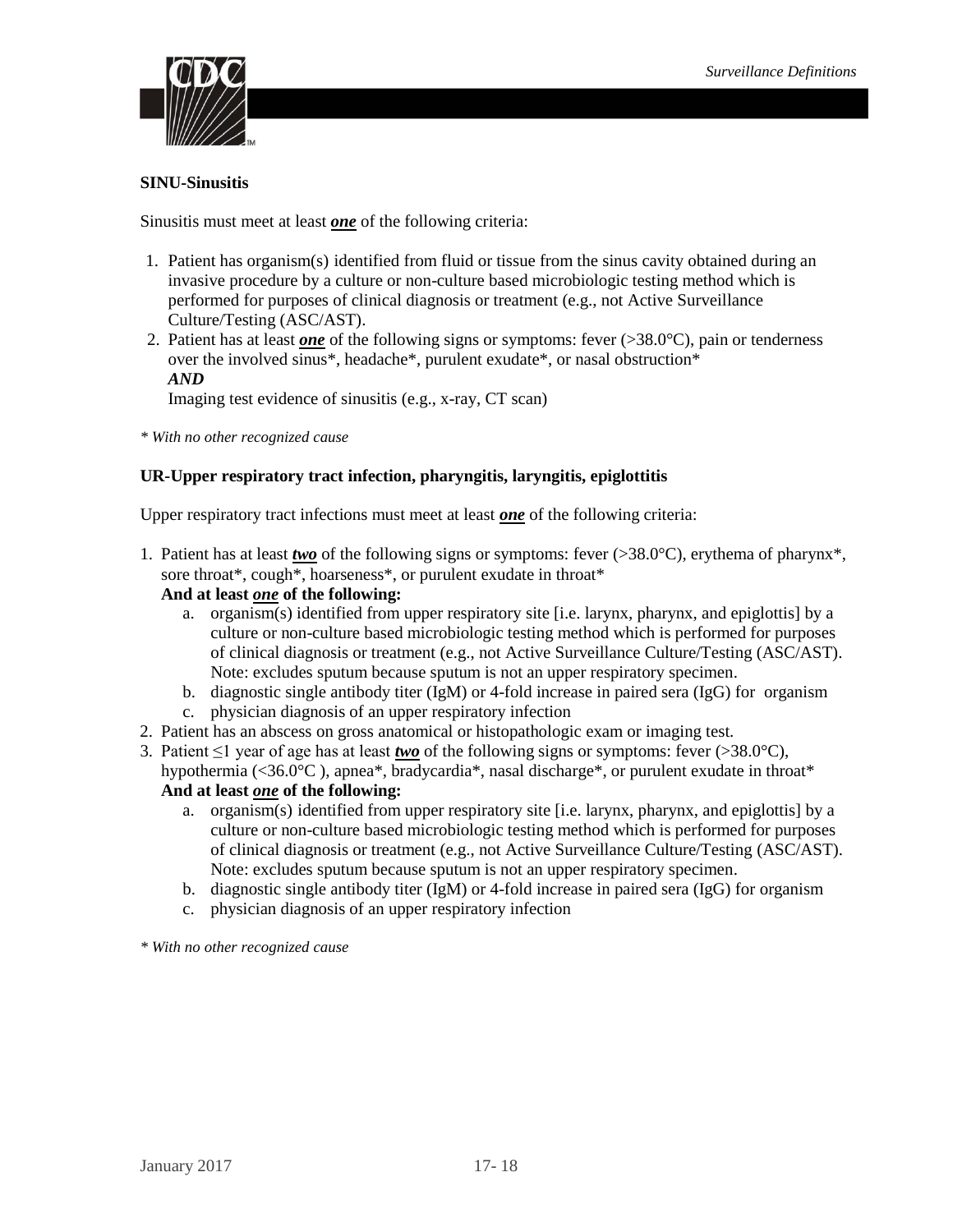### SINU-Sinusitis

Sinusitis must meet at least ***one*** of the following criteria:

1. Patient has organism(s) identified from fluid or tissue from the sinus cavity obtained during an invasive procedure by a culture or non-culture based microbiologic testing method which is performed for purposes of clinical diagnosis or treatment (e.g., not Active Surveillance Culture/Testing (ASC/AST).
2. Patient has at least ***one*** of the following signs or symptoms: fever (>38.0°C), pain or tenderness over the involved sinus*, headache*, purulent exudate*, or nasal obstruction*
   ***AND***
   Imaging test evidence of sinusitis (e.g., x-ray, CT scan)

*\* With no other recognized cause*

### UR-Upper respiratory tract infection, pharyngitis, laryngitis, epiglottitis

Upper respiratory tract infections must meet at least ***one*** of the following criteria:

1. Patient has at least ***two*** of the following signs or symptoms: fever (>38.0°C), erythema of pharynx*, sore throat*, cough*, hoarseness*, or purulent exudate in throat*
   **And at least *one* of the following:**
   a. organism(s) identified from upper respiratory site [i.e. larynx, pharynx, and epiglottis] by a culture or non-culture based microbiologic testing method which is performed for purposes of clinical diagnosis or treatment (e.g., not Active Surveillance Culture/Testing (ASC/AST). Note: excludes sputum because sputum is not an upper respiratory specimen.
   b. diagnostic single antibody titer (IgM) or 4-fold increase in paired sera (IgG) for organism
   c. physician diagnosis of an upper respiratory infection
2. Patient has an abscess on gross anatomical or histopathologic exam or imaging test.
3. Patient ≤1 year of age has at least ***two*** of the following signs or symptoms: fever (>38.0°C), hypothermia (<36.0°C ), apnea*, bradycardia*, nasal discharge*, or purulent exudate in throat*
   **And at least *one* of the following:**
   a. organism(s) identified from upper respiratory site [i.e. larynx, pharynx, and epiglottis] by a culture or non-culture based microbiologic testing method which is performed for purposes of clinical diagnosis or treatment (e.g., not Active Surveillance Culture/Testing (ASC/AST). Note: excludes sputum because sputum is not an upper respiratory specimen.
   b. diagnostic single antibody titer (IgM) or 4-fold increase in paired sera (IgG) for organism
   c. physician diagnosis of an upper respiratory infection

*\* With no other recognized cause*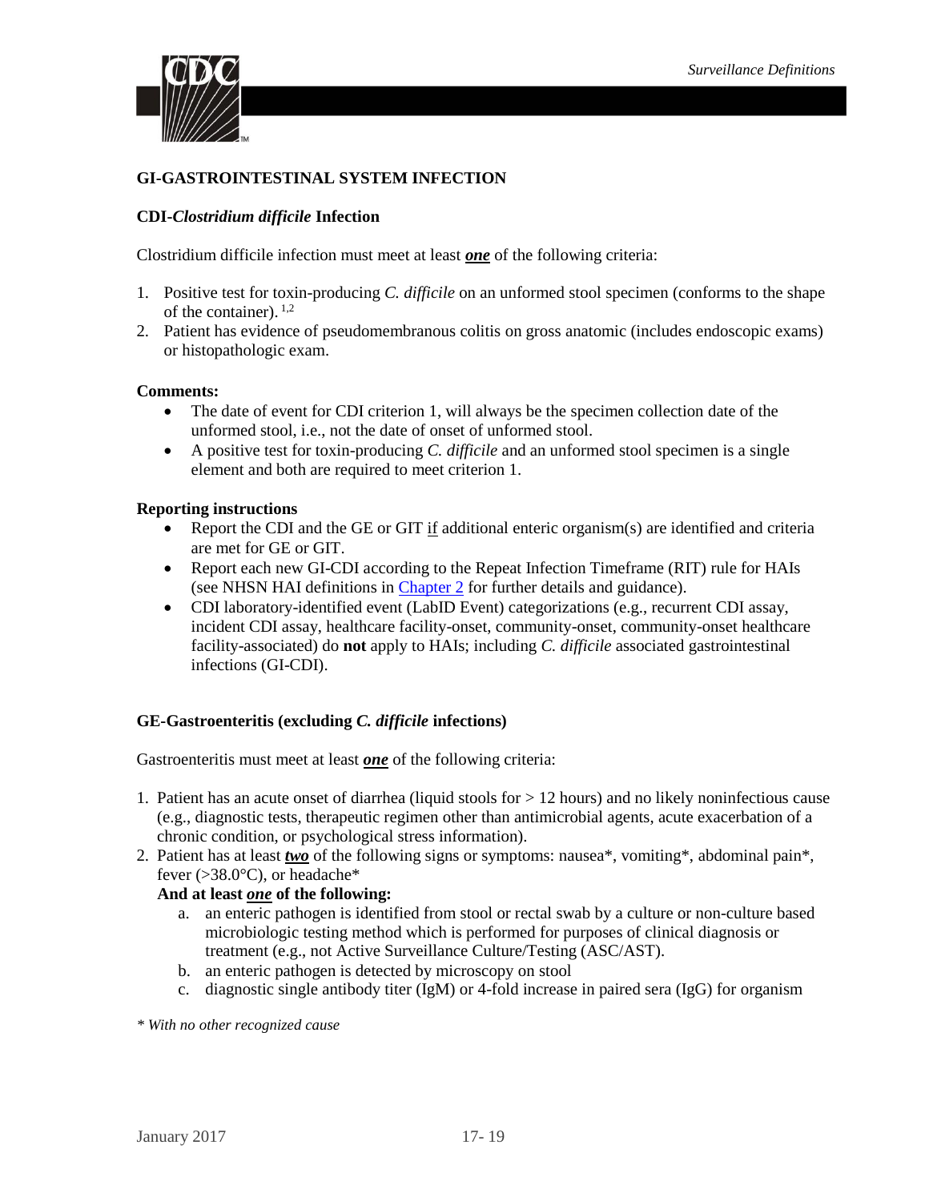## GI-GASTROINTESTINAL SYSTEM INFECTION

### CDI-*Clostridium difficile* Infection

Clostridium difficile infection must meet at least ***one*** of the following criteria:

1. Positive test for toxin-producing *C. difficile* on an unformed stool specimen (conforms to the shape of the container). [1,2]
2. Patient has evidence of pseudomembranous colitis on gross anatomic (includes endoscopic exams) or histopathologic exam.

**Comments:**

- The date of event for CDI criterion 1, will always be the specimen collection date of the unformed stool, i.e., not the date of onset of unformed stool.
- A positive test for toxin-producing *C. difficile* and an unformed stool specimen is a single element and both are required to meet criterion 1.

**Reporting instructions**

- Report the CDI and the GE or GIT if additional enteric organism(s) are identified and criteria are met for GE or GIT.
- Report each new GI-CDI according to the Repeat Infection Timeframe (RIT) rule for HAIs (see NHSN HAI definitions in Chapter 2 for further details and guidance).
- CDI laboratory-identified event (LabID Event) categorizations (e.g., recurrent CDI assay, incident CDI assay, healthcare facility-onset, community-onset, community-onset healthcare facility-associated) do **not** apply to HAIs; including *C. difficile* associated gastrointestinal infections (GI-CDI).

### GE-Gastroenteritis (excluding *C. difficile* infections)

Gastroenteritis must meet at least ***one*** of the following criteria:

1. Patient has an acute onset of diarrhea (liquid stools for > 12 hours) and no likely noninfectious cause (e.g., diagnostic tests, therapeutic regimen other than antimicrobial agents, acute exacerbation of a chronic condition, or psychological stress information).
2. Patient has at least ***two*** of the following signs or symptoms: nausea*, vomiting*, abdominal pain*, fever (>38.0°C), or headache*

   **And at least *one* of the following:**

   a. an enteric pathogen is identified from stool or rectal swab by a culture or non-culture based microbiologic testing method which is performed for purposes of clinical diagnosis or treatment (e.g., not Active Surveillance Culture/Testing (ASC/AST).
   b. an enteric pathogen is detected by microscopy on stool
   c. diagnostic single antibody titer (IgM) or 4-fold increase in paired sera (IgG) for organism

*\* With no other recognized cause*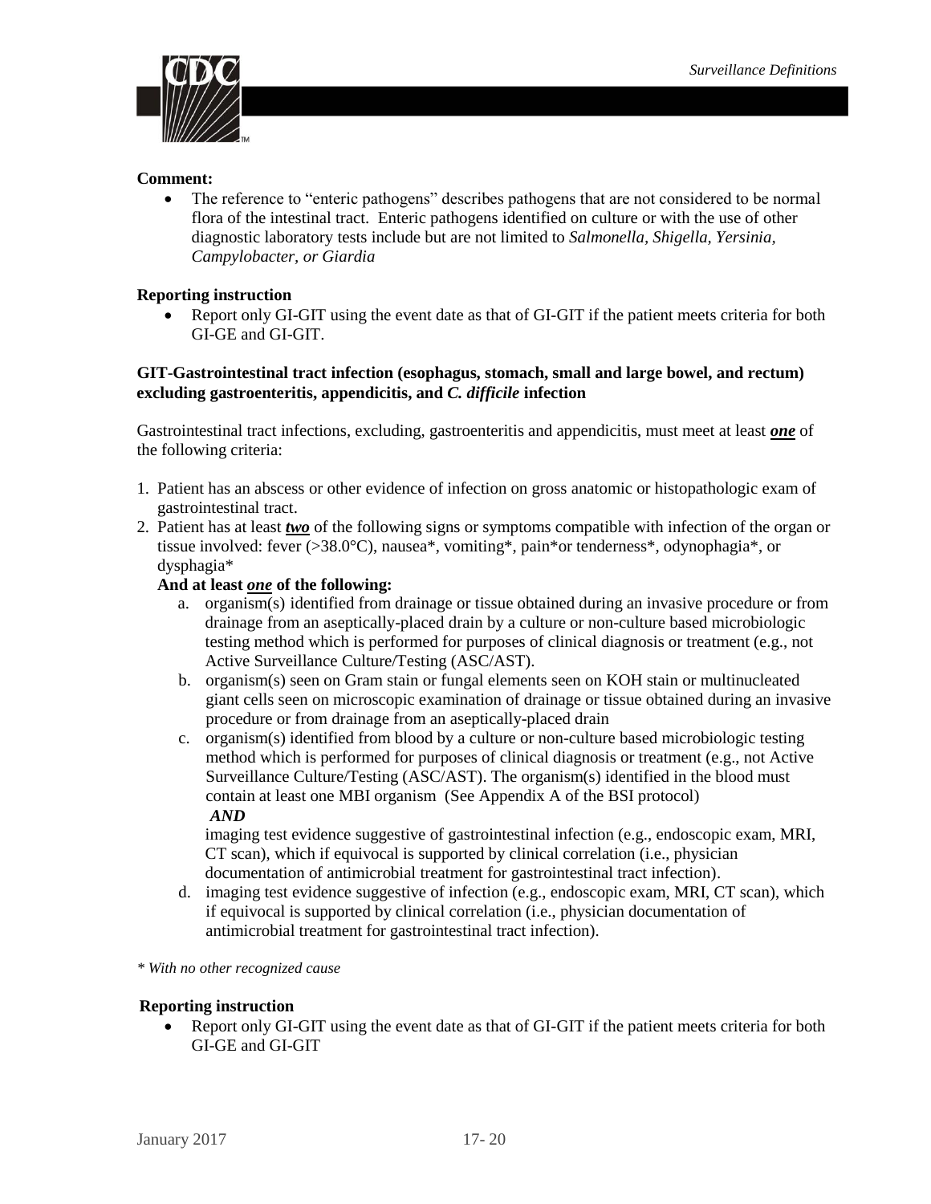**Comment:**

- The reference to "enteric pathogens" describes pathogens that are not considered to be normal flora of the intestinal tract. Enteric pathogens identified on culture or with the use of other diagnostic laboratory tests include but are not limited to *Salmonella, Shigella, Yersinia, Campylobacter, or Giardia*

**Reporting instruction**

- Report only GI-GIT using the event date as that of GI-GIT if the patient meets criteria for both GI-GE and GI-GIT.

**GIT-Gastrointestinal tract infection (esophagus, stomach, small and large bowel, and rectum) excluding gastroenteritis, appendicitis, and *C. difficile* infection**

Gastrointestinal tract infections, excluding, gastroenteritis and appendicitis, must meet at least ***one*** of the following criteria:

1. Patient has an abscess or other evidence of infection on gross anatomic or histopathologic exam of gastrointestinal tract.
2. Patient has at least ***two*** of the following signs or symptoms compatible with infection of the organ or tissue involved: fever (>38.0°C), nausea*, vomiting*, pain*or tenderness*, odynophagia*, or dysphagia*

   **And at least *one* of the following:**

   a. organism(s) identified from drainage or tissue obtained during an invasive procedure or from drainage from an aseptically-placed drain by a culture or non-culture based microbiologic testing method which is performed for purposes of clinical diagnosis or treatment (e.g., not Active Surveillance Culture/Testing (ASC/AST).
   b. organism(s) seen on Gram stain or fungal elements seen on KOH stain or multinucleated giant cells seen on microscopic examination of drainage or tissue obtained during an invasive procedure or from drainage from an aseptically-placed drain
   c. organism(s) identified from blood by a culture or non-culture based microbiologic testing method which is performed for purposes of clinical diagnosis or treatment (e.g., not Active Surveillance Culture/Testing (ASC/AST). The organism(s) identified in the blood must contain at least one MBI organism (See Appendix A of the BSI protocol)

      ***AND***

      imaging test evidence suggestive of gastrointestinal infection (e.g., endoscopic exam, MRI, CT scan), which if equivocal is supported by clinical correlation (i.e., physician documentation of antimicrobial treatment for gastrointestinal tract infection).
   d. imaging test evidence suggestive of infection (e.g., endoscopic exam, MRI, CT scan), which if equivocal is supported by clinical correlation (i.e., physician documentation of antimicrobial treatment for gastrointestinal tract infection).

*\* With no other recognized cause*

**Reporting instruction**

- Report only GI-GIT using the event date as that of GI-GIT if the patient meets criteria for both GI-GE and GI-GIT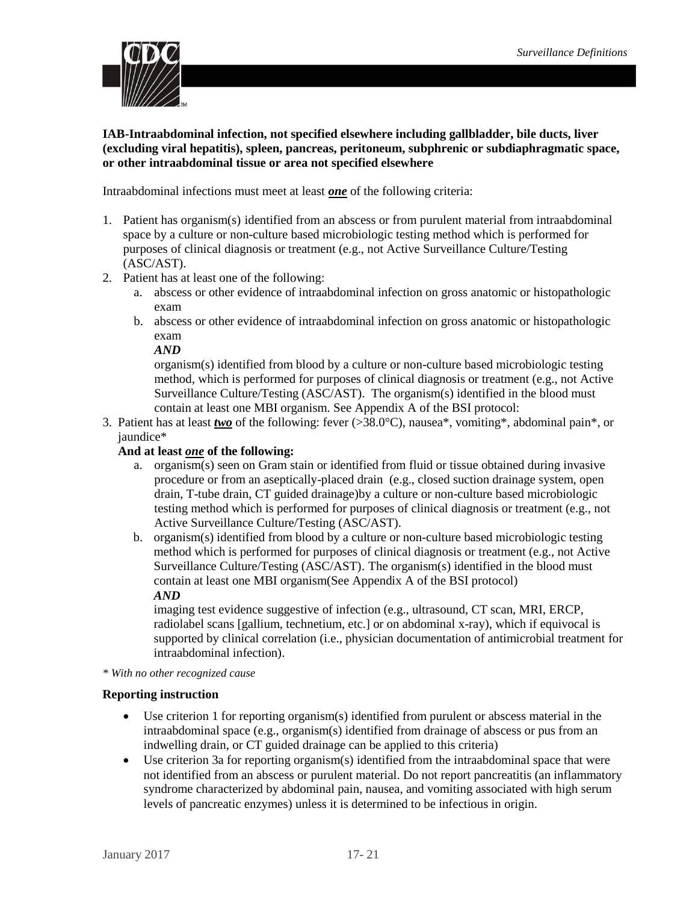**IAB-Intraabdominal infection, not specified elsewhere including gallbladder, bile ducts, liver (excluding viral hepatitis), spleen, pancreas, peritoneum, subphrenic or subdiaphragmatic space, or other intraabdominal tissue or area not specified elsewhere**

Intraabdominal infections must meet at least ***one*** of the following criteria:

1. Patient has organism(s) identified from an abscess or from purulent material from intraabdominal space by a culture or non-culture based microbiologic testing method which is performed for purposes of clinical diagnosis or treatment (e.g., not Active Surveillance Culture/Testing (ASC/AST).
2. Patient has at least one of the following:
    a. abscess or other evidence of intraabdominal infection on gross anatomic or histopathologic exam
    b. abscess or other evidence of intraabdominal infection on gross anatomic or histopathologic exam
    ***AND***
    organism(s) identified from blood by a culture or non-culture based microbiologic testing method, which is performed for purposes of clinical diagnosis or treatment (e.g., not Active Surveillance Culture/Testing (ASC/AST). The organism(s) identified in the blood must contain at least one MBI organism. See Appendix A of the BSI protocol:
3. Patient has at least ***two*** of the following: fever (>38.0°C), nausea*, vomiting*, abdominal pain*, or jaundice*
   **And at least *one* of the following:**
    a. organism(s) seen on Gram stain or identified from fluid or tissue obtained during invasive procedure or from an aseptically-placed drain (e.g., closed suction drainage system, open drain, T-tube drain, CT guided drainage)by a culture or non-culture based microbiologic testing method which is performed for purposes of clinical diagnosis or treatment (e.g., not Active Surveillance Culture/Testing (ASC/AST).
    b. organism(s) identified from blood by a culture or non-culture based microbiologic testing method which is performed for purposes of clinical diagnosis or treatment (e.g., not Active Surveillance Culture/Testing (ASC/AST). The organism(s) identified in the blood must contain at least one MBI organism(See Appendix A of the BSI protocol)
    ***AND***
    imaging test evidence suggestive of infection (e.g., ultrasound, CT scan, MRI, ERCP, radiolabel scans [gallium, technetium, etc.] or on abdominal x-ray), which if equivocal is supported by clinical correlation (i.e., physician documentation of antimicrobial treatment for intraabdominal infection).

*\* With no other recognized cause*

**Reporting instruction**

- Use criterion 1 for reporting organism(s) identified from purulent or abscess material in the intraabdominal space (e.g., organism(s) identified from drainage of abscess or pus from an indwelling drain, or CT guided drainage can be applied to this criteria)
- Use criterion 3a for reporting organism(s) identified from the intraabdominal space that were not identified from an abscess or purulent material. Do not report pancreatitis (an inflammatory syndrome characterized by abdominal pain, nausea, and vomiting associated with high serum levels of pancreatic enzymes) unless it is determined to be infectious in origin.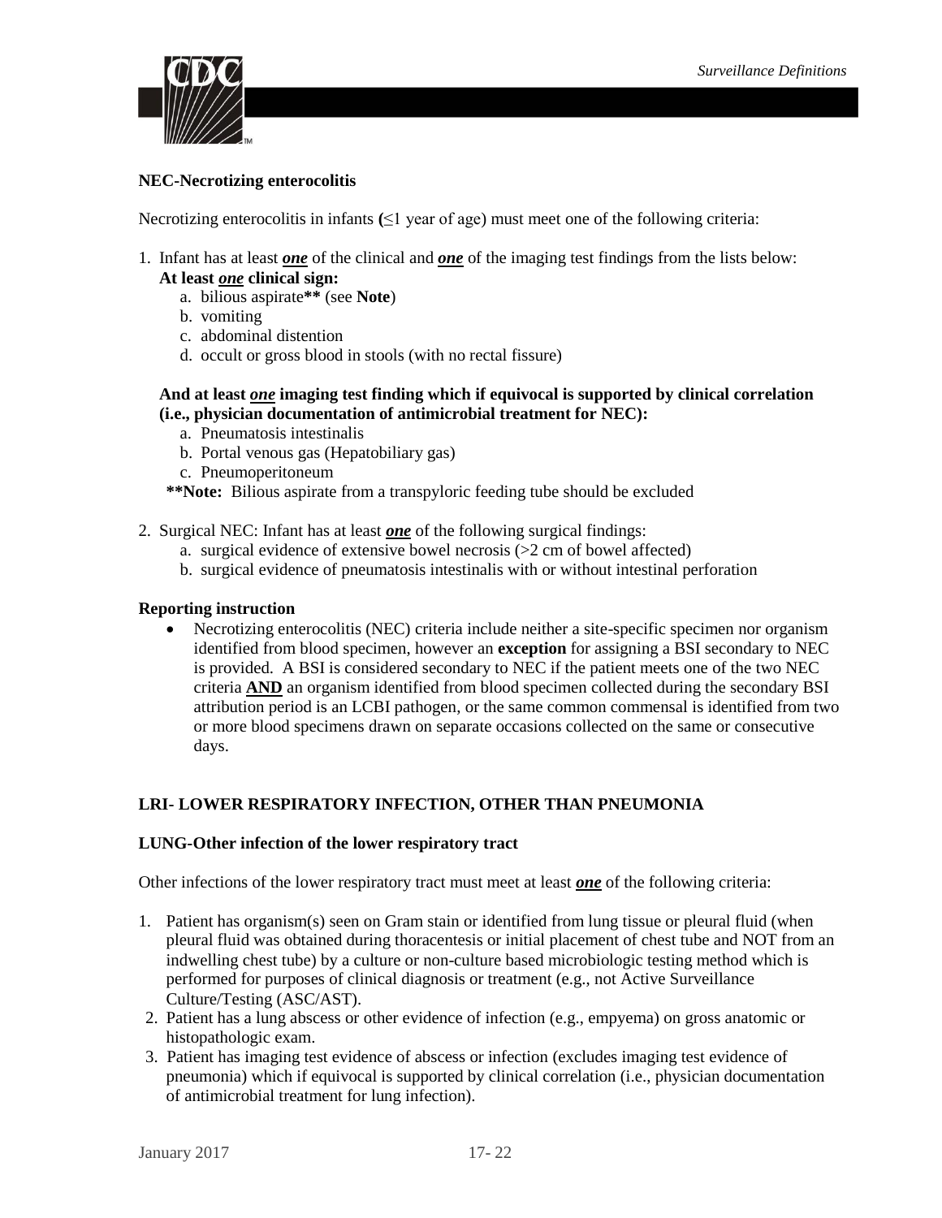**NEC-Necrotizing enterocolitis**

Necrotizing enterocolitis in infants **(**≤1 year of age) must meet one of the following criteria:

1. Infant has at least ***one*** of the clinical and ***one*** of the imaging test findings from the lists below:
   **At least *one* clinical sign:**
   a. bilious aspirate**** (see **Note**)
   b. vomiting
   c. abdominal distention
   d. occult or gross blood in stools (with no rectal fissure)

   **And at least *one* imaging test finding which if equivocal is supported by clinical correlation (i.e., physician documentation of antimicrobial treatment for NEC):**
   a. Pneumatosis intestinalis
   b. Portal venous gas (Hepatobiliary gas)
   c. Pneumoperitoneum

   ****Note:** Bilious aspirate from a transpyloric feeding tube should be excluded

2. Surgical NEC: Infant has at least ***one*** of the following surgical findings:
   a. surgical evidence of extensive bowel necrosis (>2 cm of bowel affected)
   b. surgical evidence of pneumatosis intestinalis with or without intestinal perforation

**Reporting instruction**

- Necrotizing enterocolitis (NEC) criteria include neither a site-specific specimen nor organism identified from blood specimen, however an **exception** for assigning a BSI secondary to NEC is provided. A BSI is considered secondary to NEC if the patient meets one of the two NEC criteria **AND** an organism identified from blood specimen collected during the secondary BSI attribution period is an LCBI pathogen, or the same common commensal is identified from two or more blood specimens drawn on separate occasions collected on the same or consecutive days.

**LRI- LOWER RESPIRATORY INFECTION, OTHER THAN PNEUMONIA**

**LUNG-Other infection of the lower respiratory tract**

Other infections of the lower respiratory tract must meet at least ***one*** of the following criteria:

1. Patient has organism(s) seen on Gram stain or identified from lung tissue or pleural fluid (when pleural fluid was obtained during thoracentesis or initial placement of chest tube and NOT from an indwelling chest tube) by a culture or non-culture based microbiologic testing method which is performed for purposes of clinical diagnosis or treatment (e.g., not Active Surveillance Culture/Testing (ASC/AST).
2. Patient has a lung abscess or other evidence of infection (e.g., empyema) on gross anatomic or histopathologic exam.
3. Patient has imaging test evidence of abscess or infection (excludes imaging test evidence of pneumonia) which if equivocal is supported by clinical correlation (i.e., physician documentation of antimicrobial treatment for lung infection).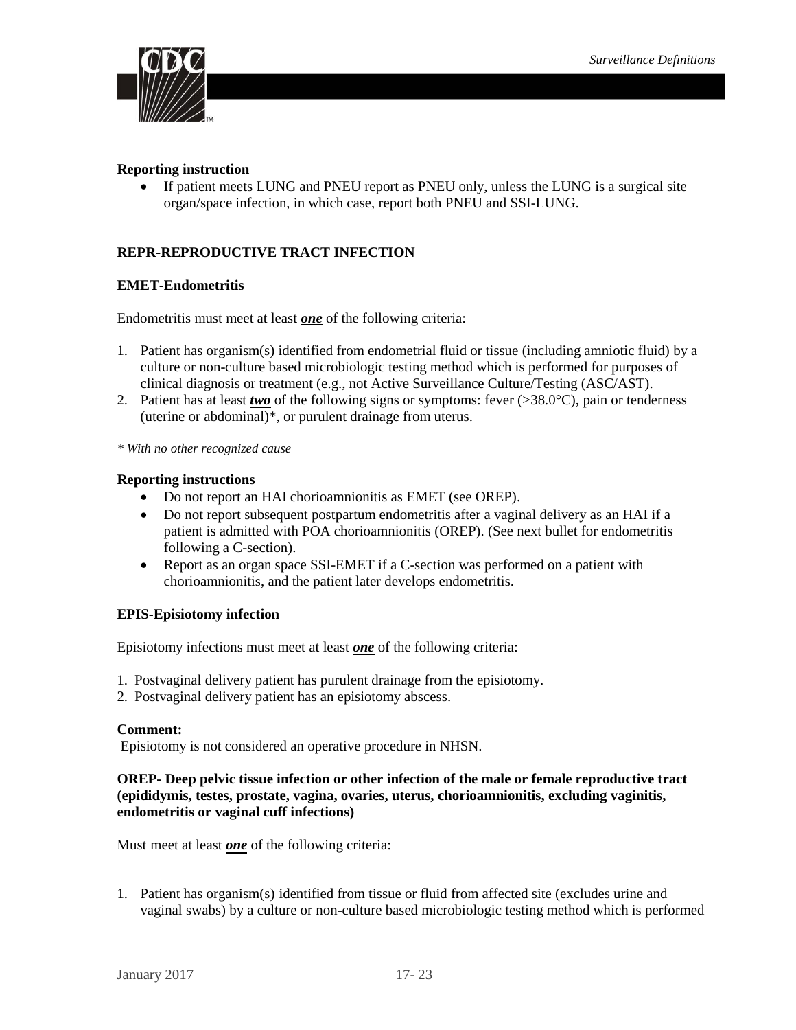**Reporting instruction**

- If patient meets LUNG and PNEU report as PNEU only, unless the LUNG is a surgical site organ/space infection, in which case, report both PNEU and SSI-LUNG.

## REPR-REPRODUCTIVE TRACT INFECTION

### EMET-Endometritis

Endometritis must meet at least ***one*** of the following criteria:

1. Patient has organism(s) identified from endometrial fluid or tissue (including amniotic fluid) by a culture or non-culture based microbiologic testing method which is performed for purposes of clinical diagnosis or treatment (e.g., not Active Surveillance Culture/Testing (ASC/AST).
2. Patient has at least ***two*** of the following signs or symptoms: fever (>38.0°C), pain or tenderness (uterine or abdominal)*, or purulent drainage from uterus.

*\* With no other recognized cause*

**Reporting instructions**

- Do not report an HAI chorioamnionitis as EMET (see OREP).
- Do not report subsequent postpartum endometritis after a vaginal delivery as an HAI if a patient is admitted with POA chorioamnionitis (OREP). (See next bullet for endometritis following a C-section).
- Report as an organ space SSI-EMET if a C-section was performed on a patient with chorioamnionitis, and the patient later develops endometritis.

### EPIS-Episiotomy infection

Episiotomy infections must meet at least ***one*** of the following criteria:

1. Postvaginal delivery patient has purulent drainage from the episiotomy.
2. Postvaginal delivery patient has an episiotomy abscess.

**Comment:**

Episiotomy is not considered an operative procedure in NHSN.

### OREP- Deep pelvic tissue infection or other infection of the male or female reproductive tract (epididymis, testes, prostate, vagina, ovaries, uterus, chorioamnionitis, excluding vaginitis, endometritis or vaginal cuff infections)

Must meet at least ***one*** of the following criteria:

1. Patient has organism(s) identified from tissue or fluid from affected site (excludes urine and vaginal swabs) by a culture or non-culture based microbiologic testing method which is performed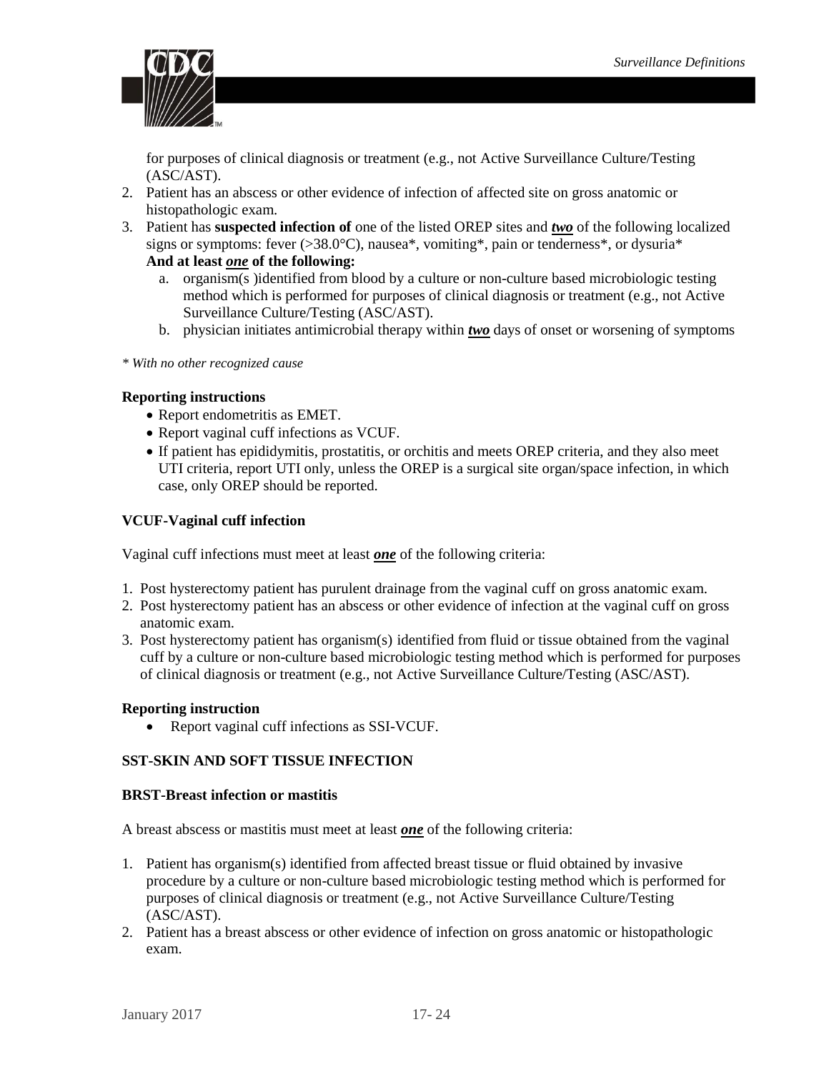for purposes of clinical diagnosis or treatment (e.g., not Active Surveillance Culture/Testing (ASC/AST).

2. Patient has an abscess or other evidence of infection of affected site on gross anatomic or histopathologic exam.
3. Patient has **suspected infection of** one of the listed OREP sites and ***two*** of the following localized signs or symptoms: fever (>38.0°C), nausea*, vomiting*, pain or tenderness*, or dysuria*
   **And at least *one* of the following:**
   a. organism(s )identified from blood by a culture or non-culture based microbiologic testing method which is performed for purposes of clinical diagnosis or treatment (e.g., not Active Surveillance Culture/Testing (ASC/AST).
   b. physician initiates antimicrobial therapy within ***two*** days of onset or worsening of symptoms

*\* With no other recognized cause*

**Reporting instructions**

- Report endometritis as EMET.
- Report vaginal cuff infections as VCUF.
- If patient has epididymitis, prostatitis, or orchitis and meets OREP criteria, and they also meet UTI criteria, report UTI only, unless the OREP is a surgical site organ/space infection, in which case, only OREP should be reported.

**VCUF-Vaginal cuff infection**

Vaginal cuff infections must meet at least ***one*** of the following criteria:

1. Post hysterectomy patient has purulent drainage from the vaginal cuff on gross anatomic exam.
2. Post hysterectomy patient has an abscess or other evidence of infection at the vaginal cuff on gross anatomic exam.
3. Post hysterectomy patient has organism(s) identified from fluid or tissue obtained from the vaginal cuff by a culture or non-culture based microbiologic testing method which is performed for purposes of clinical diagnosis or treatment (e.g., not Active Surveillance Culture/Testing (ASC/AST).

**Reporting instruction**

- Report vaginal cuff infections as SSI-VCUF.

**SST-SKIN AND SOFT TISSUE INFECTION**

**BRST-Breast infection or mastitis**

A breast abscess or mastitis must meet at least ***one*** of the following criteria:

1. Patient has organism(s) identified from affected breast tissue or fluid obtained by invasive procedure by a culture or non-culture based microbiologic testing method which is performed for purposes of clinical diagnosis or treatment (e.g., not Active Surveillance Culture/Testing (ASC/AST).
2. Patient has a breast abscess or other evidence of infection on gross anatomic or histopathologic exam.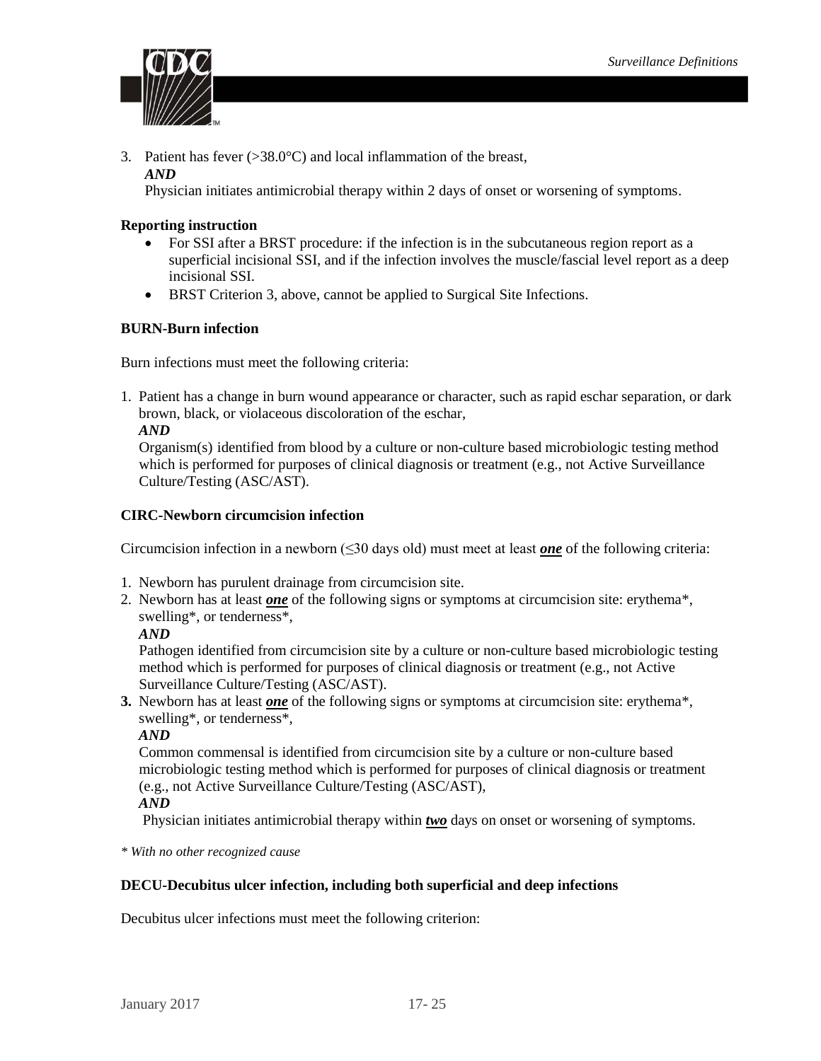3. Patient has fever (>38.0°C) and local inflammation of the breast,
   ***AND***
   Physician initiates antimicrobial therapy within 2 days of onset or worsening of symptoms.

**Reporting instruction**

- For SSI after a BRST procedure: if the infection is in the subcutaneous region report as a superficial incisional SSI, and if the infection involves the muscle/fascial level report as a deep incisional SSI.
- BRST Criterion 3, above, cannot be applied to Surgical Site Infections.

**BURN-Burn infection**

Burn infections must meet the following criteria:

1. Patient has a change in burn wound appearance or character, such as rapid eschar separation, or dark brown, black, or violaceous discoloration of the eschar,
   ***AND***
   Organism(s) identified from blood by a culture or non-culture based microbiologic testing method which is performed for purposes of clinical diagnosis or treatment (e.g., not Active Surveillance Culture/Testing (ASC/AST).

**CIRC-Newborn circumcision infection**

Circumcision infection in a newborn (≤30 days old) must meet at least ***one*** of the following criteria:

1. Newborn has purulent drainage from circumcision site.
2. Newborn has at least ***one*** of the following signs or symptoms at circumcision site: erythema*, swelling*, or tenderness*,
   ***AND***
   Pathogen identified from circumcision site by a culture or non-culture based microbiologic testing method which is performed for purposes of clinical diagnosis or treatment (e.g., not Active Surveillance Culture/Testing (ASC/AST).
3. Newborn has at least ***one*** of the following signs or symptoms at circumcision site: erythema*, swelling*, or tenderness*,
   ***AND***
   Common commensal is identified from circumcision site by a culture or non-culture based microbiologic testing method which is performed for purposes of clinical diagnosis or treatment (e.g., not Active Surveillance Culture/Testing (ASC/AST),
   ***AND***
   Physician initiates antimicrobial therapy within ***two*** days on onset or worsening of symptoms.

*\* With no other recognized cause*

**DECU-Decubitus ulcer infection, including both superficial and deep infections**

Decubitus ulcer infections must meet the following criterion: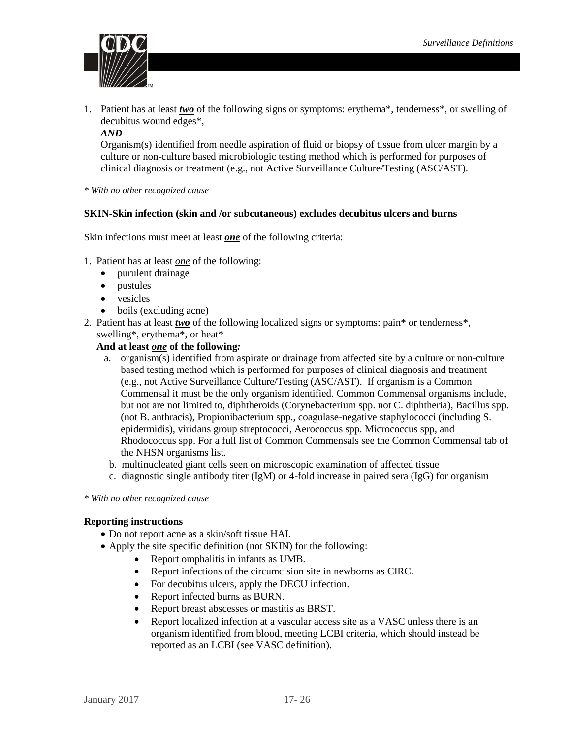1. Patient has at least ***two*** of the following signs or symptoms: erythema*, tenderness*, or swelling of decubitus wound edges*,

   ***AND***

   Organism(s) identified from needle aspiration of fluid or biopsy of tissue from ulcer margin by a culture or non-culture based microbiologic testing method which is performed for purposes of clinical diagnosis or treatment (e.g., not Active Surveillance Culture/Testing (ASC/AST).

*\* With no other recognized cause*

**SKIN-Skin infection (skin and /or subcutaneous) excludes decubitus ulcers and burns**

Skin infections must meet at least ***one*** of the following criteria:

1. Patient has at least *one* of the following:
   - purulent drainage
   - pustules
   - vesicles
   - boils (excluding acne)
2. Patient has at least ***two*** of the following localized signs or symptoms: pain* or tenderness*, swelling*, erythema*, or heat*

   **And at least *one* of the following*:***

   a. organism(s) identified from aspirate or drainage from affected site by a culture or non-culture based testing method which is performed for purposes of clinical diagnosis and treatment (e.g., not Active Surveillance Culture/Testing (ASC/AST). If organism is a Common Commensal it must be the only organism identified. Common Commensal organisms include, but not are not limited to, diphtheroids (Corynebacterium spp. not C. diphtheria), Bacillus spp. (not B. anthracis), Propionibacterium spp., coagulase-negative staphylococci (including S. epidermidis), viridans group streptococci, Aerococcus spp. Micrococcus spp, and Rhodococcus spp. For a full list of Common Commensals see the Common Commensal tab of the NHSN organisms list.

   b. multinucleated giant cells seen on microscopic examination of affected tissue

   c. diagnostic single antibody titer (IgM) or 4-fold increase in paired sera (IgG) for organism

*\* With no other recognized cause*

**Reporting instructions**

- Do not report acne as a skin/soft tissue HAI.
- Apply the site specific definition (not SKIN) for the following:
  - Report omphalitis in infants as UMB.
  - Report infections of the circumcision site in newborns as CIRC.
  - For decubitus ulcers, apply the DECU infection.
  - Report infected burns as BURN.
  - Report breast abscesses or mastitis as BRST.
  - Report localized infection at a vascular access site as a VASC unless there is an organism identified from blood, meeting LCBI criteria, which should instead be reported as an LCBI (see VASC definition).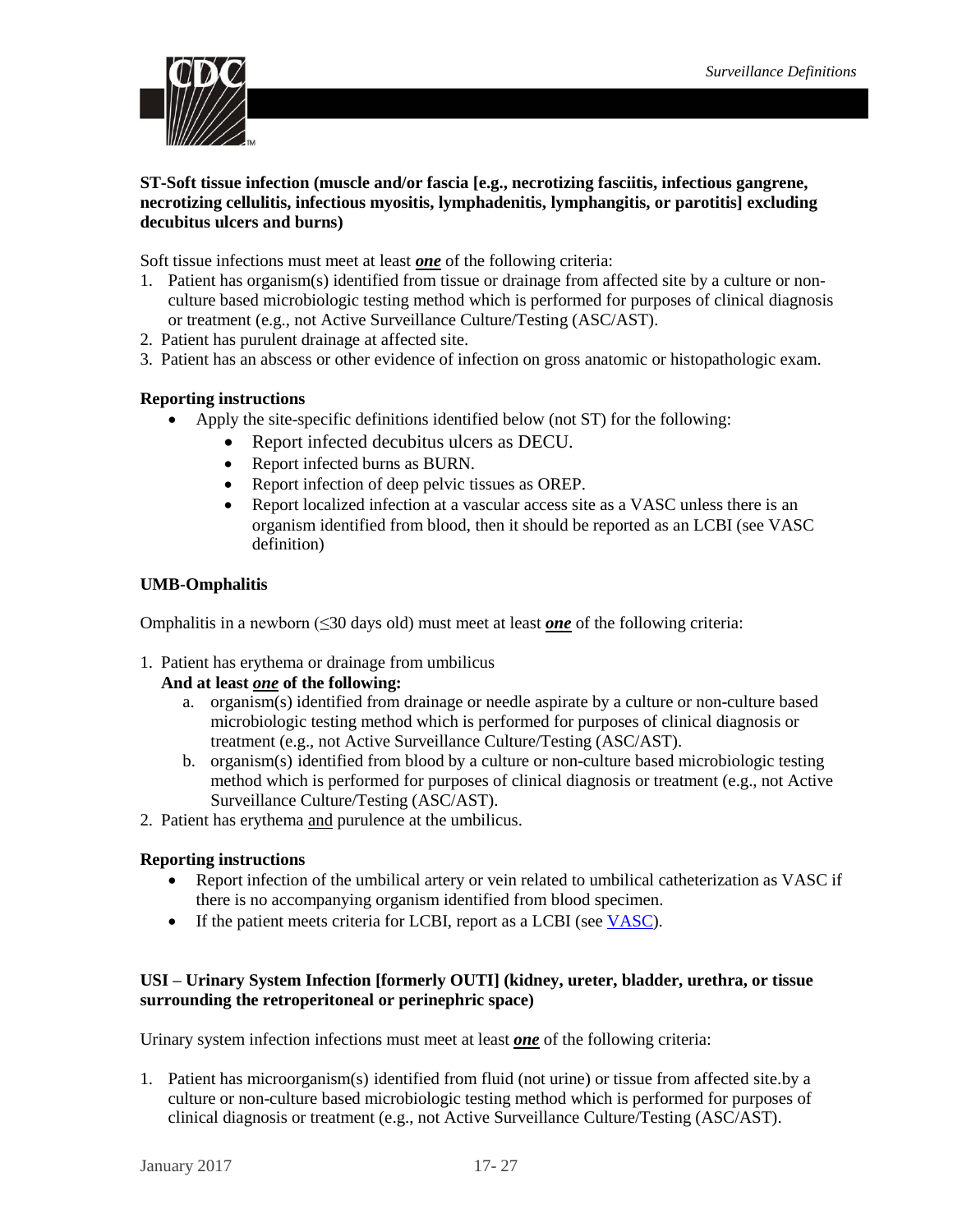**ST-Soft tissue infection (muscle and/or fascia [e.g., necrotizing fasciitis, infectious gangrene, necrotizing cellulitis, infectious myositis, lymphadenitis, lymphangitis, or parotitis] excluding decubitus ulcers and burns)**

Soft tissue infections must meet at least ***one*** of the following criteria:

1. Patient has organism(s) identified from tissue or drainage from affected site by a culture or non-culture based microbiologic testing method which is performed for purposes of clinical diagnosis or treatment (e.g., not Active Surveillance Culture/Testing (ASC/AST).
2. Patient has purulent drainage at affected site.
3. Patient has an abscess or other evidence of infection on gross anatomic or histopathologic exam.

**Reporting instructions**

- Apply the site-specific definitions identified below (not ST) for the following:
  - Report infected decubitus ulcers as DECU.
  - Report infected burns as BURN.
  - Report infection of deep pelvic tissues as OREP.
  - Report localized infection at a vascular access site as a VASC unless there is an organism identified from blood, then it should be reported as an LCBI (see VASC definition)

**UMB-Omphalitis**

Omphalitis in a newborn (≤30 days old) must meet at least ***one*** of the following criteria:

1. Patient has erythema or drainage from umbilicus
   **And at least *one* of the following:**
   a. organism(s) identified from drainage or needle aspirate by a culture or non-culture based microbiologic testing method which is performed for purposes of clinical diagnosis or treatment (e.g., not Active Surveillance Culture/Testing (ASC/AST).
   b. organism(s) identified from blood by a culture or non-culture based microbiologic testing method which is performed for purposes of clinical diagnosis or treatment (e.g., not Active Surveillance Culture/Testing (ASC/AST).
2. Patient has erythema and purulence at the umbilicus.

**Reporting instructions**

- Report infection of the umbilical artery or vein related to umbilical catheterization as VASC if there is no accompanying organism identified from blood specimen.
- If the patient meets criteria for LCBI, report as a LCBI (see VASC).

**USI – Urinary System Infection [formerly OUTI] (kidney, ureter, bladder, urethra, or tissue surrounding the retroperitoneal or perinephric space)**

Urinary system infection infections must meet at least ***one*** of the following criteria:

1. Patient has microorganism(s) identified from fluid (not urine) or tissue from affected site.by a culture or non-culture based microbiologic testing method which is performed for purposes of clinical diagnosis or treatment (e.g., not Active Surveillance Culture/Testing (ASC/AST).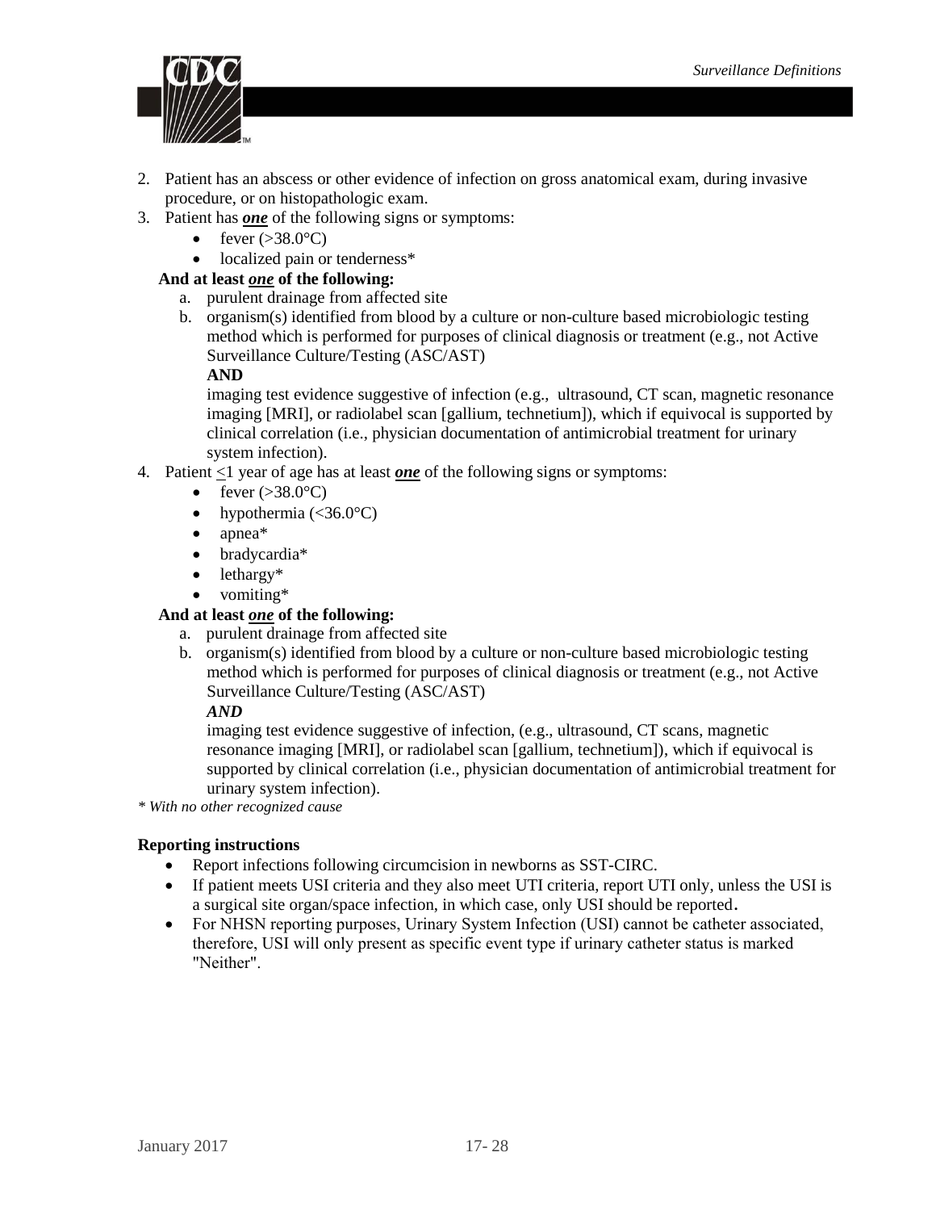2. Patient has an abscess or other evidence of infection on gross anatomical exam, during invasive procedure, or on histopathologic exam.
3. Patient has ***one*** of the following signs or symptoms:
   - fever (>38.0°C)
   - localized pain or tenderness*

   **And at least *one* of the following:**

   a. purulent drainage from affected site
   b. organism(s) identified from blood by a culture or non-culture based microbiologic testing method which is performed for purposes of clinical diagnosis or treatment (e.g., not Active Surveillance Culture/Testing (ASC/AST)

      **AND**

      imaging test evidence suggestive of infection (e.g., ultrasound, CT scan, magnetic resonance imaging [MRI], or radiolabel scan [gallium, technetium]), which if equivocal is supported by clinical correlation (i.e., physician documentation of antimicrobial treatment for urinary system infection).
4. Patient ≤1 year of age has at least ***one*** of the following signs or symptoms:
   - fever (>38.0°C)
   - hypothermia (<36.0°C)
   - apnea*
   - bradycardia*
   - lethargy*
   - vomiting*

   **And at least *one* of the following:**

   a. purulent drainage from affected site
   b. organism(s) identified from blood by a culture or non-culture based microbiologic testing method which is performed for purposes of clinical diagnosis or treatment (e.g., not Active Surveillance Culture/Testing (ASC/AST)

      ***AND***

      imaging test evidence suggestive of infection, (e.g., ultrasound, CT scans, magnetic resonance imaging [MRI], or radiolabel scan [gallium, technetium]), which if equivocal is supported by clinical correlation (i.e., physician documentation of antimicrobial treatment for urinary system infection).

*\* With no other recognized cause*

**Reporting instructions**

- Report infections following circumcision in newborns as SST-CIRC.
- If patient meets USI criteria and they also meet UTI criteria, report UTI only, unless the USI is a surgical site organ/space infection, in which case, only USI should be reported.
- For NHSN reporting purposes, Urinary System Infection (USI) cannot be catheter associated, therefore, USI will only present as specific event type if urinary catheter status is marked "Neither".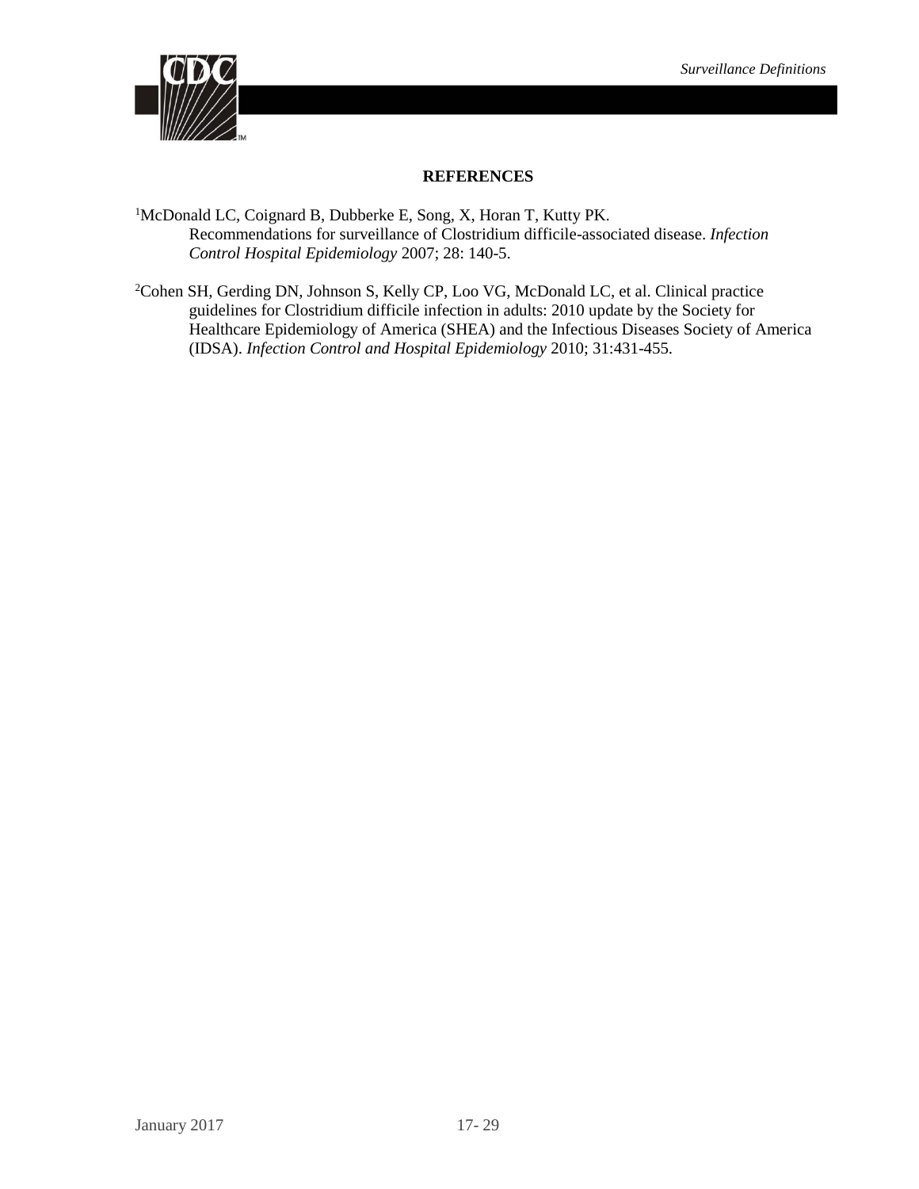**REFERENCES**

[1]McDonald LC, Coignard B, Dubberke E, Song, X, Horan T, Kutty PK. Recommendations for surveillance of Clostridium difficile-associated disease. *Infection Control Hospital Epidemiology* 2007; 28: 140-5.

[2]Cohen SH, Gerding DN, Johnson S, Kelly CP, Loo VG, McDonald LC, et al. Clinical practice guidelines for Clostridium difficile infection in adults: 2010 update by the Society for Healthcare Epidemiology of America (SHEA) and the Infectious Diseases Society of America (IDSA). *Infection Control and Hospital Epidemiology* 2010; 31:431-455.